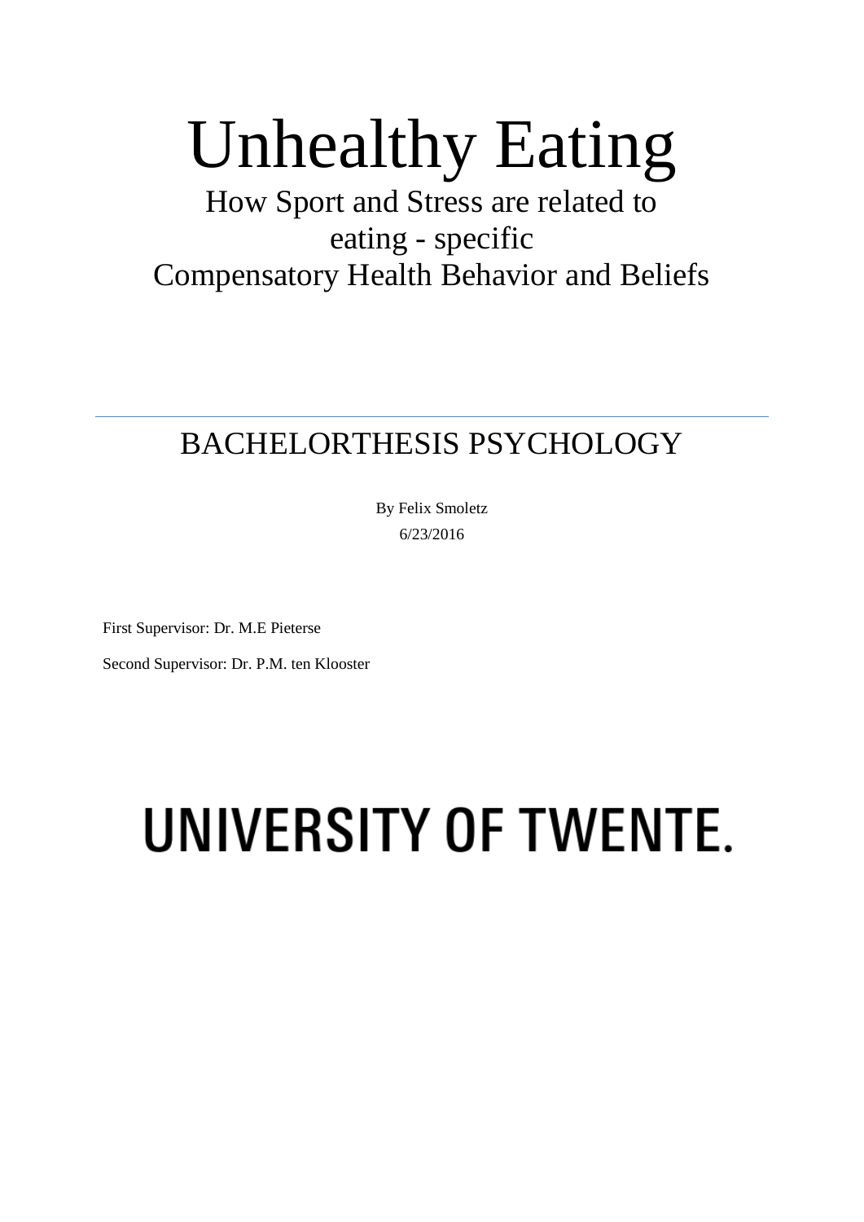# Unhealthy Eating

## How Sport and Stress are related to eating - specific Compensatory Health Behavior and Beliefs

---

## BACHELORTHESIS PSYCHOLOGY

By Felix Smoletz

6/23/2016

First Supervisor: Dr. M.E Pieterse

Second Supervisor: Dr. P.M. ten Klooster

UNIVERSITY OF TWENTE.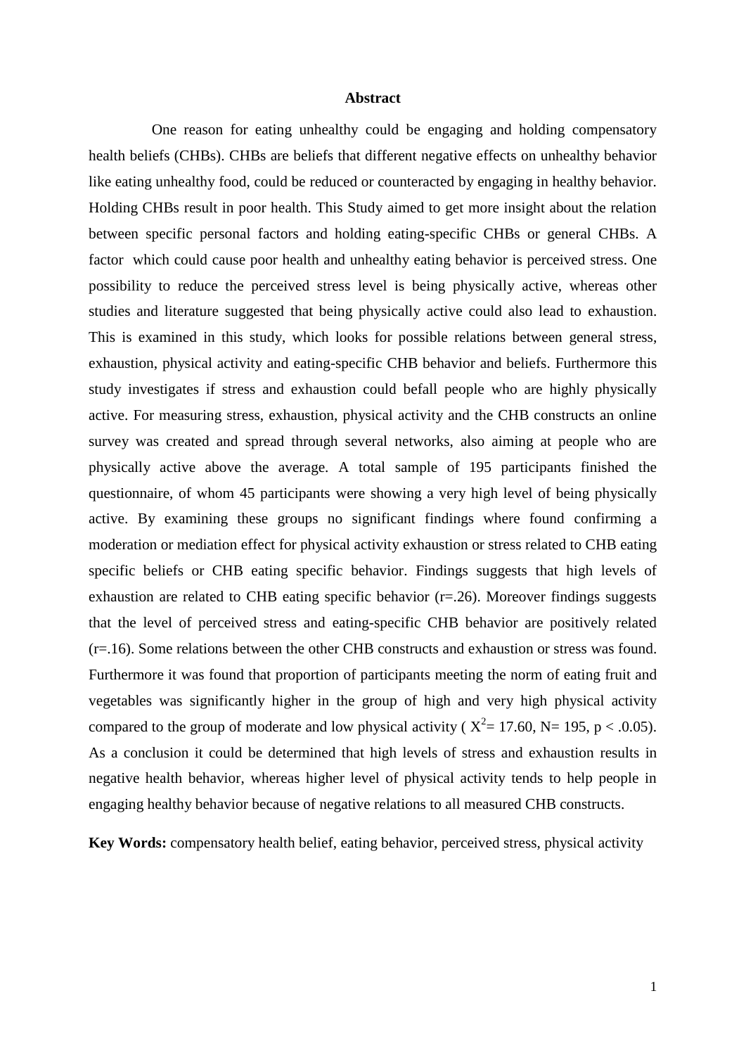## Abstract

One reason for eating unhealthy could be engaging and holding compensatory health beliefs (CHBs). CHBs are beliefs that different negative effects on unhealthy behavior like eating unhealthy food, could be reduced or counteracted by engaging in healthy behavior. Holding CHBs result in poor health. This Study aimed to get more insight about the relation between specific personal factors and holding eating-specific CHBs or general CHBs. A factor which could cause poor health and unhealthy eating behavior is perceived stress. One possibility to reduce the perceived stress level is being physically active, whereas other studies and literature suggested that being physically active could also lead to exhaustion. This is examined in this study, which looks for possible relations between general stress, exhaustion, physical activity and eating-specific CHB behavior and beliefs. Furthermore this study investigates if stress and exhaustion could befall people who are highly physically active. For measuring stress, exhaustion, physical activity and the CHB constructs an online survey was created and spread through several networks, also aiming at people who are physically active above the average. A total sample of 195 participants finished the questionnaire, of whom 45 participants were showing a very high level of being physically active. By examining these groups no significant findings where found confirming a moderation or mediation effect for physical activity exhaustion or stress related to CHB eating specific beliefs or CHB eating specific behavior. Findings suggests that high levels of exhaustion are related to CHB eating specific behavior (r=.26). Moreover findings suggests that the level of perceived stress and eating-specific CHB behavior are positively related (r=.16). Some relations between the other CHB constructs and exhaustion or stress was found. Furthermore it was found that proportion of participants meeting the norm of eating fruit and vegetables was significantly higher in the group of high and very high physical activity compared to the group of moderate and low physical activity ( $X^2= 17.60$, $N= 195$, $p < .0.05$). As a conclusion it could be determined that high levels of stress and exhaustion results in negative health behavior, whereas higher level of physical activity tends to help people in engaging healthy behavior because of negative relations to all measured CHB constructs.

**Key Words:** compensatory health belief, eating behavior, perceived stress, physical activity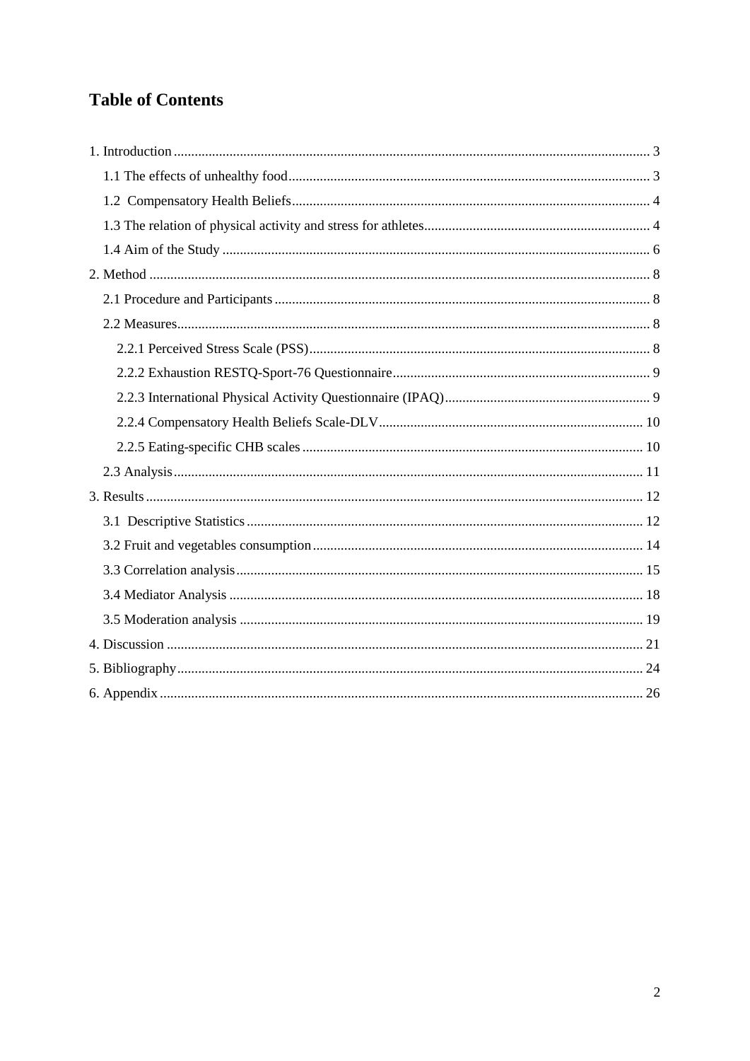# Table of Contents

1. Introduction ........................................................................................................................... 3
   - 1.1 The effects of unhealthy food ........................................................................................ 3
   - 1.2 Compensatory Health Beliefs ....................................................................................... 4
   - 1.3 The relation of physical activity and stress for athletes ................................................ 4
   - 1.4 Aim of the Study ........................................................................................................... 6
2. Method ................................................................................................................................. 8
   - 2.1 Procedure and Participants ............................................................................................ 8
   - 2.2 Measures ........................................................................................................................ 8
     - 2.2.1 Perceived Stress Scale (PSS) .................................................................................. 8
     - 2.2.2 Exhaustion RESTQ-Sport-76 Questionnaire .......................................................... 9
     - 2.2.3 International Physical Activity Questionnaire (IPAQ) ........................................... 9
     - 2.2.4 Compensatory Health Beliefs Scale-DLV ............................................................ 10
     - 2.2.5 Eating-specific CHB scales .................................................................................. 10
   - 2.3 Analysis ....................................................................................................................... 11
3. Results ................................................................................................................................ 12
   - 3.1 Descriptive Statistics ................................................................................................... 12
   - 3.2 Fruit and vegetables consumption ............................................................................... 14
   - 3.3 Correlation analysis ..................................................................................................... 15
   - 3.4 Mediator Analysis ....................................................................................................... 18
   - 3.5 Moderation analysis .................................................................................................... 19
4. Discussion .......................................................................................................................... 21
5. Bibliography ....................................................................................................................... 24
6. Appendix ............................................................................................................................ 26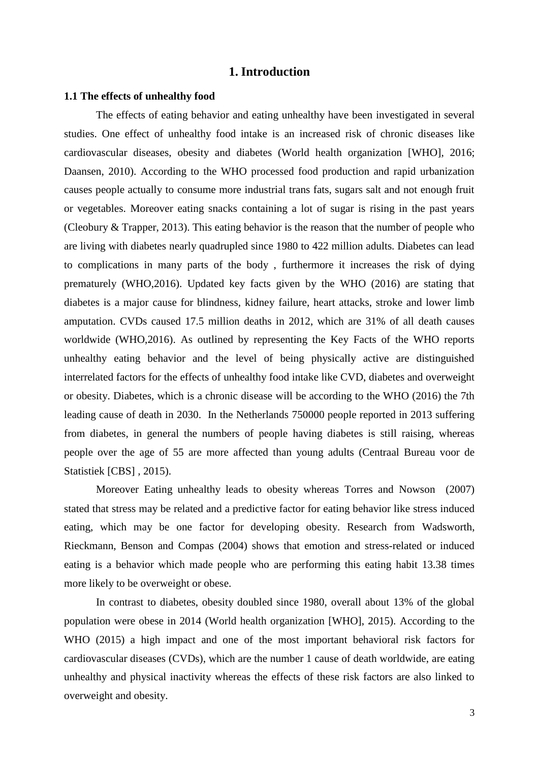# 1. Introduction

### 1.1 The effects of unhealthy food

The effects of eating behavior and eating unhealthy have been investigated in several studies. One effect of unhealthy food intake is an increased risk of chronic diseases like cardiovascular diseases, obesity and diabetes (World health organization [WHO], 2016; Daansen, 2010). According to the WHO processed food production and rapid urbanization causes people actually to consume more industrial trans fats, sugars salt and not enough fruit or vegetables. Moreover eating snacks containing a lot of sugar is rising in the past years (Cleobury & Trapper, 2013). This eating behavior is the reason that the number of people who are living with diabetes nearly quadrupled since 1980 to 422 million adults. Diabetes can lead to complications in many parts of the body , furthermore it increases the risk of dying prematurely (WHO,2016). Updated key facts given by the WHO (2016) are stating that diabetes is a major cause for blindness, kidney failure, heart attacks, stroke and lower limb amputation. CVDs caused 17.5 million deaths in 2012, which are 31% of all death causes worldwide (WHO,2016). As outlined by representing the Key Facts of the WHO reports unhealthy eating behavior and the level of being physically active are distinguished interrelated factors for the effects of unhealthy food intake like CVD, diabetes and overweight or obesity. Diabetes, which is a chronic disease will be according to the WHO (2016) the 7th leading cause of death in 2030. In the Netherlands 750000 people reported in 2013 suffering from diabetes, in general the numbers of people having diabetes is still raising, whereas people over the age of 55 are more affected than young adults (Centraal Bureau voor de Statistiek [CBS] , 2015).

Moreover Eating unhealthy leads to obesity whereas Torres and Nowson (2007) stated that stress may be related and a predictive factor for eating behavior like stress induced eating, which may be one factor for developing obesity. Research from Wadsworth, Rieckmann, Benson and Compas (2004) shows that emotion and stress-related or induced eating is a behavior which made people who are performing this eating habit 13.38 times more likely to be overweight or obese.

In contrast to diabetes, obesity doubled since 1980, overall about 13% of the global population were obese in 2014 (World health organization [WHO], 2015). According to the WHO (2015) a high impact and one of the most important behavioral risk factors for cardiovascular diseases (CVDs), which are the number 1 cause of death worldwide, are eating unhealthy and physical inactivity whereas the effects of these risk factors are also linked to overweight and obesity.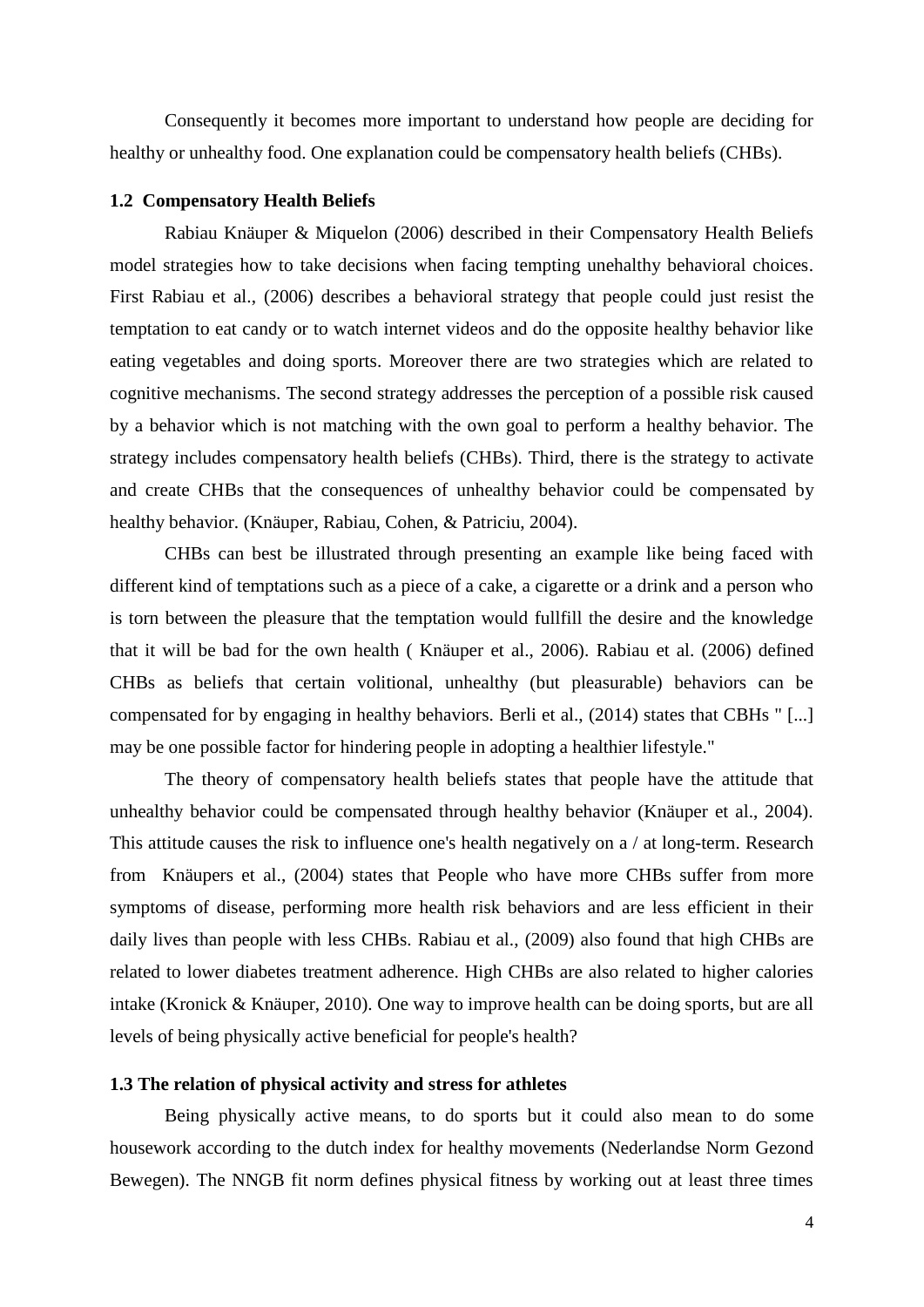Consequently it becomes more important to understand how people are deciding for healthy or unhealthy food. One explanation could be compensatory health beliefs (CHBs).

### 1.2 Compensatory Health Beliefs

Rabiau Knäuper & Miquelon (2006) described in their Compensatory Health Beliefs model strategies how to take decisions when facing tempting unehalthy behavioral choices. First Rabiau et al., (2006) describes a behavioral strategy that people could just resist the temptation to eat candy or to watch internet videos and do the opposite healthy behavior like eating vegetables and doing sports. Moreover there are two strategies which are related to cognitive mechanisms. The second strategy addresses the perception of a possible risk caused by a behavior which is not matching with the own goal to perform a healthy behavior. The strategy includes compensatory health beliefs (CHBs). Third, there is the strategy to activate and create CHBs that the consequences of unhealthy behavior could be compensated by healthy behavior. (Knäuper, Rabiau, Cohen, & Patriciu, 2004).

CHBs can best be illustrated through presenting an example like being faced with different kind of temptations such as a piece of a cake, a cigarette or a drink and a person who is torn between the pleasure that the temptation would fullfill the desire and the knowledge that it will be bad for the own health ( Knäuper et al., 2006). Rabiau et al. (2006) defined CHBs as beliefs that certain volitional, unhealthy (but pleasurable) behaviors can be compensated for by engaging in healthy behaviors. Berli et al., (2014) states that CBHs " [...] may be one possible factor for hindering people in adopting a healthier lifestyle."

The theory of compensatory health beliefs states that people have the attitude that unhealthy behavior could be compensated through healthy behavior (Knäuper et al., 2004). This attitude causes the risk to influence one's health negatively on a / at long-term. Research from Knäupers et al., (2004) states that People who have more CHBs suffer from more symptoms of disease, performing more health risk behaviors and are less efficient in their daily lives than people with less CHBs. Rabiau et al., (2009) also found that high CHBs are related to lower diabetes treatment adherence. High CHBs are also related to higher calories intake (Kronick & Knäuper, 2010). One way to improve health can be doing sports, but are all levels of being physically active beneficial for people's health?

### 1.3 The relation of physical activity and stress for athletes

Being physically active means, to do sports but it could also mean to do some housework according to the dutch index for healthy movements (Nederlandse Norm Gezond Bewegen). The NNGB fit norm defines physical fitness by working out at least three times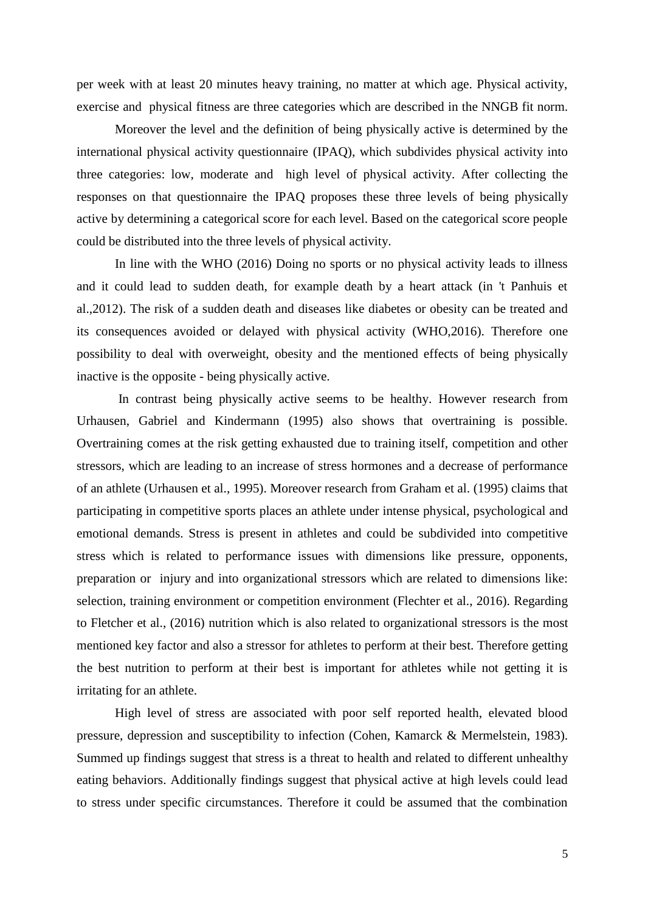per week with at least 20 minutes heavy training, no matter at which age. Physical activity, exercise and physical fitness are three categories which are described in the NNGB fit norm.

Moreover the level and the definition of being physically active is determined by the international physical activity questionnaire (IPAQ), which subdivides physical activity into three categories: low, moderate and high level of physical activity. After collecting the responses on that questionnaire the IPAQ proposes these three levels of being physically active by determining a categorical score for each level. Based on the categorical score people could be distributed into the three levels of physical activity.

In line with the WHO (2016) Doing no sports or no physical activity leads to illness and it could lead to sudden death, for example death by a heart attack (in 't Panhuis et al.,2012). The risk of a sudden death and diseases like diabetes or obesity can be treated and its consequences avoided or delayed with physical activity (WHO,2016). Therefore one possibility to deal with overweight, obesity and the mentioned effects of being physically inactive is the opposite - being physically active.

In contrast being physically active seems to be healthy. However research from Urhausen, Gabriel and Kindermann (1995) also shows that overtraining is possible. Overtraining comes at the risk getting exhausted due to training itself, competition and other stressors, which are leading to an increase of stress hormones and a decrease of performance of an athlete (Urhausen et al., 1995). Moreover research from Graham et al. (1995) claims that participating in competitive sports places an athlete under intense physical, psychological and emotional demands. Stress is present in athletes and could be subdivided into competitive stress which is related to performance issues with dimensions like pressure, opponents, preparation or injury and into organizational stressors which are related to dimensions like: selection, training environment or competition environment (Flechter et al., 2016). Regarding to Fletcher et al., (2016) nutrition which is also related to organizational stressors is the most mentioned key factor and also a stressor for athletes to perform at their best. Therefore getting the best nutrition to perform at their best is important for athletes while not getting it is irritating for an athlete.

High level of stress are associated with poor self reported health, elevated blood pressure, depression and susceptibility to infection (Cohen, Kamarck & Mermelstein, 1983). Summed up findings suggest that stress is a threat to health and related to different unhealthy eating behaviors. Additionally findings suggest that physical active at high levels could lead to stress under specific circumstances. Therefore it could be assumed that the combination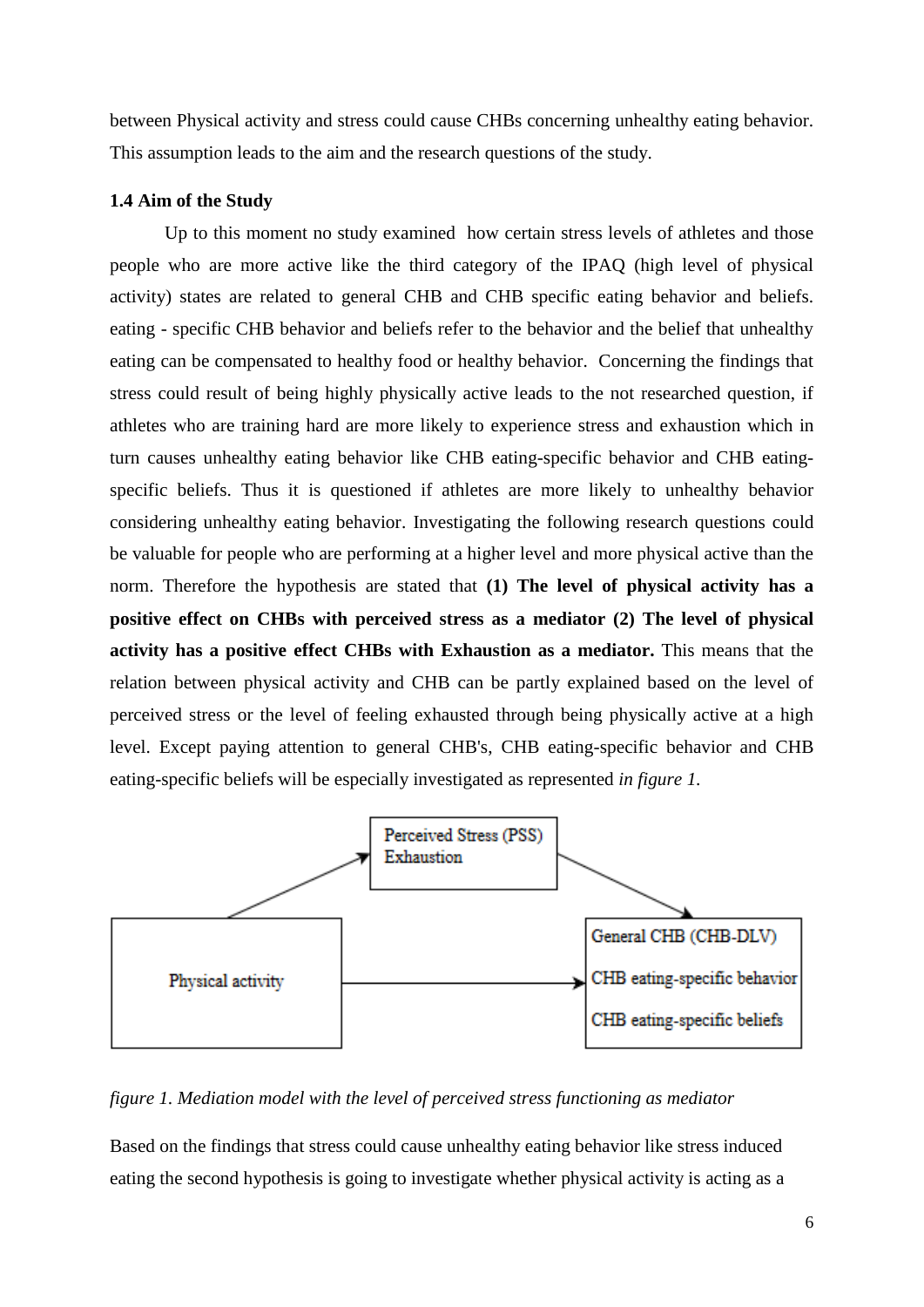between Physical activity and stress could cause CHBs concerning unhealthy eating behavior. This assumption leads to the aim and the research questions of the study.

**1.4 Aim of the Study**

Up to this moment no study examined how certain stress levels of athletes and those people who are more active like the third category of the IPAQ (high level of physical activity) states are related to general CHB and CHB specific eating behavior and beliefs. eating - specific CHB behavior and beliefs refer to the behavior and the belief that unhealthy eating can be compensated to healthy food or healthy behavior. Concerning the findings that stress could result of being highly physically active leads to the not researched question, if athletes who are training hard are more likely to experience stress and exhaustion which in turn causes unhealthy eating behavior like CHB eating-specific behavior and CHB eating-specific beliefs. Thus it is questioned if athletes are more likely to unhealthy behavior considering unhealthy eating behavior. Investigating the following research questions could be valuable for people who are performing at a higher level and more physical active than the norm. Therefore the hypothesis are stated that **(1) The level of physical activity has a positive effect on CHBs with perceived stress as a mediator (2) The level of physical activity has a positive effect CHBs with Exhaustion as a mediator.** This means that the relation between physical activity and CHB can be partly explained based on the level of perceived stress or the level of feeling exhausted through being physically active at a high level. Except paying attention to general CHB's, CHB eating-specific behavior and CHB eating-specific beliefs will be especially investigated as represented *in figure 1.*

Perceived Stress (PSS)
Exhaustion

Physical activity

General CHB (CHB-DLV)
CHB eating-specific behavior
CHB eating-specific beliefs

*figure 1. Mediation model with the level of perceived stress functioning as mediator*

Based on the findings that stress could cause unhealthy eating behavior like stress induced eating the second hypothesis is going to investigate whether physical activity is acting as a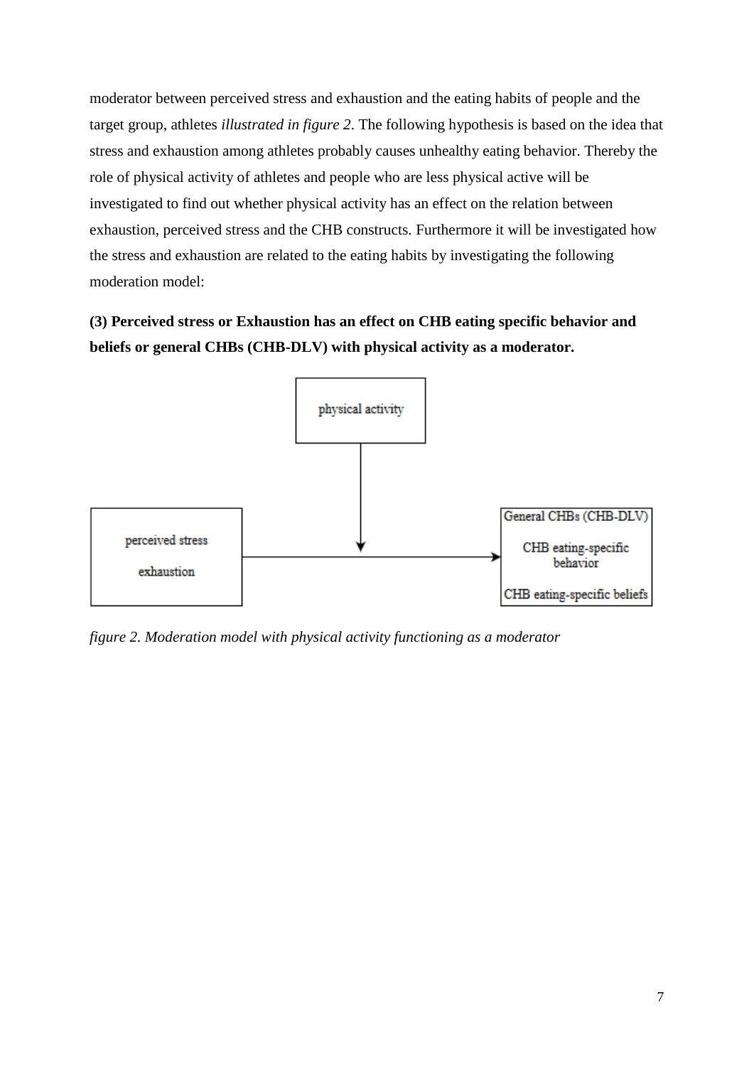moderator between perceived stress and exhaustion and the eating habits of people and the target group, athletes *illustrated in figure 2*. The following hypothesis is based on the idea that stress and exhaustion among athletes probably causes unhealthy eating behavior. Thereby the role of physical activity of athletes and people who are less physical active will be investigated to find out whether physical activity has an effect on the relation between exhaustion, perceived stress and the CHB constructs. Furthermore it will be investigated how the stress and exhaustion are related to the eating habits by investigating the following moderation model:

**(3) Perceived stress or Exhaustion has an effect on CHB eating specific behavior and beliefs or general CHBs (CHB-DLV) with physical activity as a moderator.**

*figure 2. Moderation model with physical activity functioning as a moderator*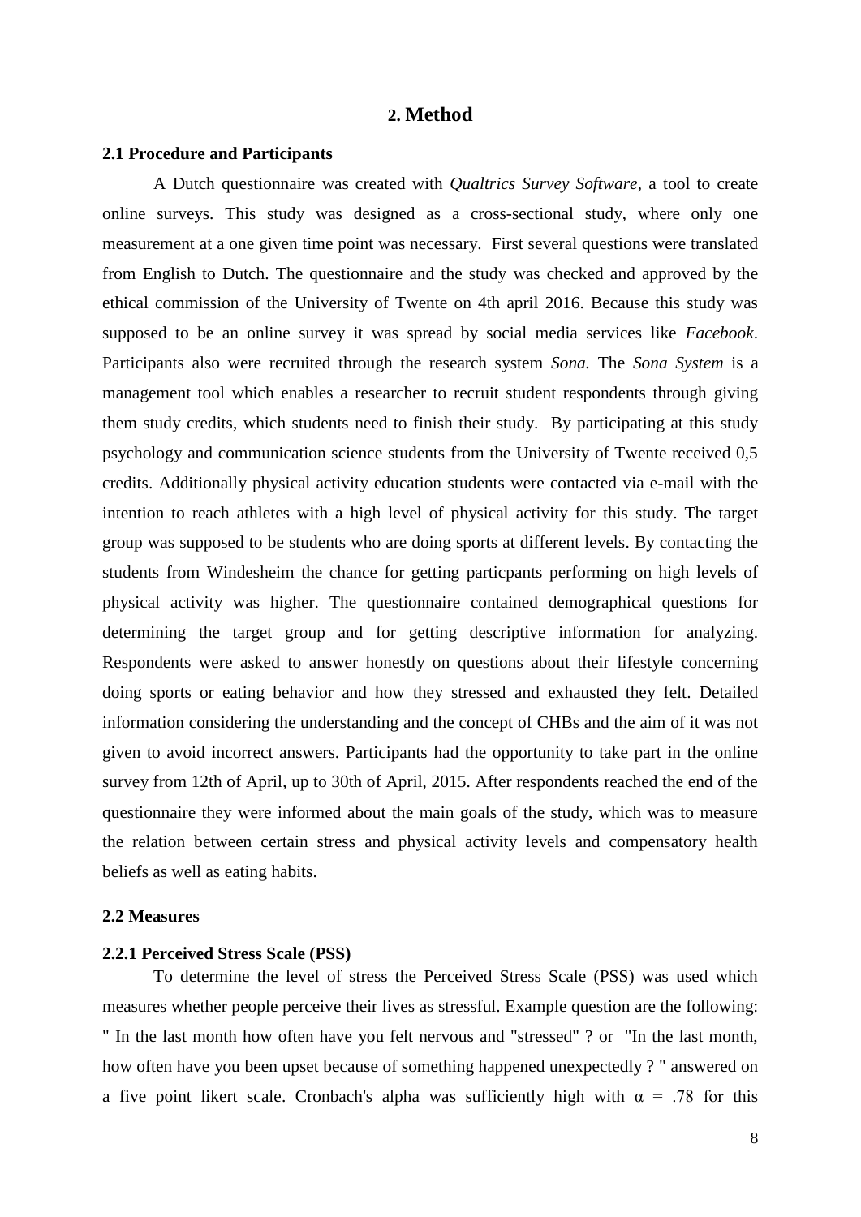## 2. Method

### 2.1 Procedure and Participants

A Dutch questionnaire was created with *Qualtrics Survey Software*, a tool to create online surveys. This study was designed as a cross-sectional study, where only one measurement at a one given time point was necessary. First several questions were translated from English to Dutch. The questionnaire and the study was checked and approved by the ethical commission of the University of Twente on 4th april 2016. Because this study was supposed to be an online survey it was spread by social media services like *Facebook*. Participants also were recruited through the research system *Sona.* The *Sona System* is a management tool which enables a researcher to recruit student respondents through giving them study credits, which students need to finish their study. By participating at this study psychology and communication science students from the University of Twente received 0,5 credits. Additionally physical activity education students were contacted via e-mail with the intention to reach athletes with a high level of physical activity for this study. The target group was supposed to be students who are doing sports at different levels. By contacting the students from Windesheim the chance for getting particpants performing on high levels of physical activity was higher. The questionnaire contained demographical questions for determining the target group and for getting descriptive information for analyzing. Respondents were asked to answer honestly on questions about their lifestyle concerning doing sports or eating behavior and how they stressed and exhausted they felt. Detailed information considering the understanding and the concept of CHBs and the aim of it was not given to avoid incorrect answers. Participants had the opportunity to take part in the online survey from 12th of April, up to 30th of April, 2015. After respondents reached the end of the questionnaire they were informed about the main goals of the study, which was to measure the relation between certain stress and physical activity levels and compensatory health beliefs as well as eating habits.

### 2.2 Measures

#### 2.2.1 Perceived Stress Scale (PSS)

To determine the level of stress the Perceived Stress Scale (PSS) was used which measures whether people perceive their lives as stressful. Example question are the following: " In the last month how often have you felt nervous and "stressed" ? or "In the last month, how often have you been upset because of something happened unexpectedly ? " answered on a five point likert scale. Cronbach's alpha was sufficiently high with $\alpha$ = .78 for this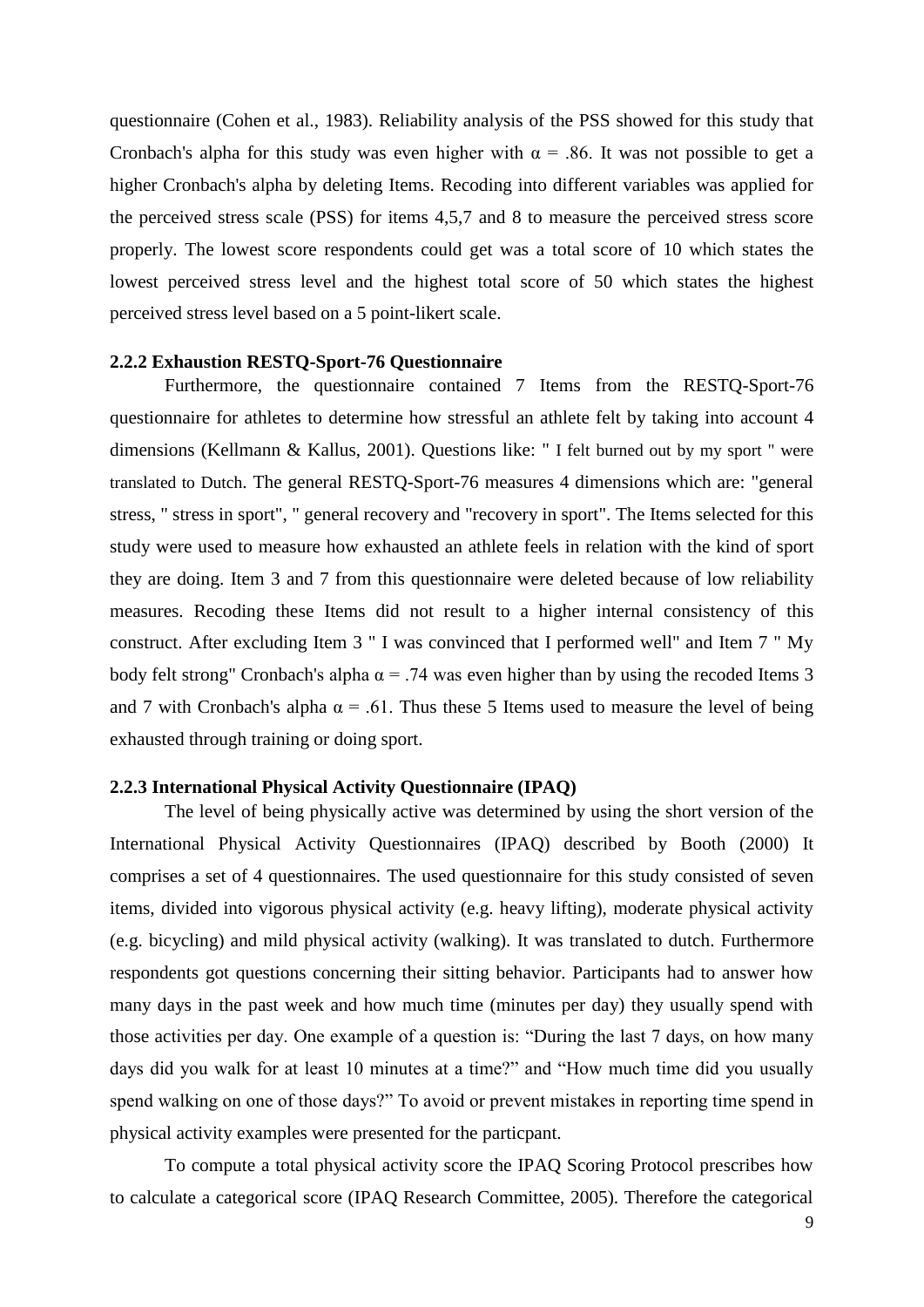questionnaire (Cohen et al., 1983). Reliability analysis of the PSS showed for this study that Cronbach's alpha for this study was even higher with $\alpha = .86$. It was not possible to get a higher Cronbach's alpha by deleting Items. Recoding into different variables was applied for the perceived stress scale (PSS) for items 4,5,7 and 8 to measure the perceived stress score properly. The lowest score respondents could get was a total score of 10 which states the lowest perceived stress level and the highest total score of 50 which states the highest perceived stress level based on a 5 point-likert scale.

### 2.2.2 Exhaustion RESTQ-Sport-76 Questionnaire

Furthermore, the questionnaire contained 7 Items from the RESTQ-Sport-76 questionnaire for athletes to determine how stressful an athlete felt by taking into account 4 dimensions (Kellmann & Kallus, 2001). Questions like: " I felt burned out by my sport " were translated to Dutch. The general RESTQ-Sport-76 measures 4 dimensions which are: "general stress, " stress in sport", " general recovery and "recovery in sport". The Items selected for this study were used to measure how exhausted an athlete feels in relation with the kind of sport they are doing. Item 3 and 7 from this questionnaire were deleted because of low reliability measures. Recoding these Items did not result to a higher internal consistency of this construct. After excluding Item 3 " I was convinced that I performed well" and Item 7 " My body felt strong" Cronbach's alpha $\alpha = .74$ was even higher than by using the recoded Items 3 and 7 with Cronbach's alpha $\alpha = .61$. Thus these 5 Items used to measure the level of being exhausted through training or doing sport.

### 2.2.3 International Physical Activity Questionnaire (IPAQ)

The level of being physically active was determined by using the short version of the International Physical Activity Questionnaires (IPAQ) described by Booth (2000) It comprises a set of 4 questionnaires. The used questionnaire for this study consisted of seven items, divided into vigorous physical activity (e.g. heavy lifting), moderate physical activity (e.g. bicycling) and mild physical activity (walking). It was translated to dutch. Furthermore respondents got questions concerning their sitting behavior. Participants had to answer how many days in the past week and how much time (minutes per day) they usually spend with those activities per day. One example of a question is: “During the last 7 days, on how many days did you walk for at least 10 minutes at a time?” and “How much time did you usually spend walking on one of those days?” To avoid or prevent mistakes in reporting time spend in physical activity examples were presented for the particpant.

To compute a total physical activity score the IPAQ Scoring Protocol prescribes how to calculate a categorical score (IPAQ Research Committee, 2005). Therefore the categorical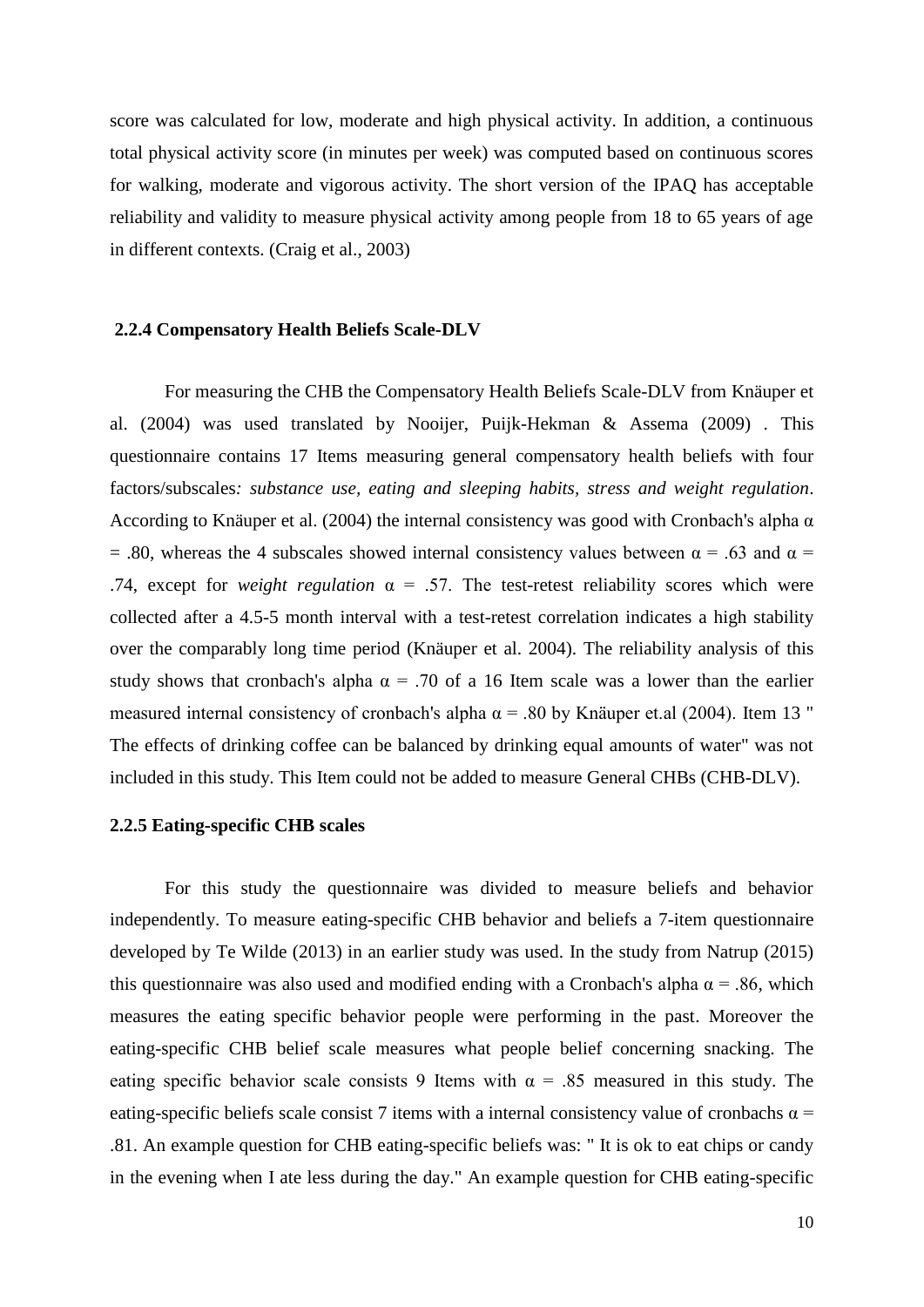score was calculated for low, moderate and high physical activity. In addition, a continuous total physical activity score (in minutes per week) was computed based on continuous scores for walking, moderate and vigorous activity. The short version of the IPAQ has acceptable reliability and validity to measure physical activity among people from 18 to 65 years of age in different contexts. (Craig et al., 2003)

### 2.2.4 Compensatory Health Beliefs Scale-DLV

For measuring the CHB the Compensatory Health Beliefs Scale-DLV from Knäuper et al. (2004) was used translated by Nooijer, Puijk-Hekman & Assema (2009) . This questionnaire contains 17 Items measuring general compensatory health beliefs with four factors/subscales*: substance use, eating and sleeping habits, stress and weight regulation*. According to Knäuper et al. (2004) the internal consistency was good with Cronbach's alpha $\alpha = .80$, whereas the 4 subscales showed internal consistency values between $\alpha = .63$ and $\alpha = .74$, except for *weight regulation* $\alpha = .57$. The test-retest reliability scores which were collected after a 4.5-5 month interval with a test-retest correlation indicates a high stability over the comparably long time period (Knäuper et al. 2004). The reliability analysis of this study shows that cronbach's alpha $\alpha = .70$ of a 16 Item scale was a lower than the earlier measured internal consistency of cronbach's alpha $\alpha = .80$ by Knäuper et.al (2004). Item 13 " The effects of drinking coffee can be balanced by drinking equal amounts of water" was not included in this study. This Item could not be added to measure General CHBs (CHB-DLV).

### 2.2.5 Eating-specific CHB scales

For this study the questionnaire was divided to measure beliefs and behavior independently. To measure eating-specific CHB behavior and beliefs a 7-item questionnaire developed by Te Wilde (2013) in an earlier study was used. In the study from Natrup (2015) this questionnaire was also used and modified ending with a Cronbach's alpha $\alpha = .86$, which measures the eating specific behavior people were performing in the past. Moreover the eating-specific CHB belief scale measures what people belief concerning snacking. The eating specific behavior scale consists 9 Items with $\alpha = .85$ measured in this study. The eating-specific beliefs scale consist 7 items with a internal consistency value of cronbachs $\alpha = .81$. An example question for CHB eating-specific beliefs was: " It is ok to eat chips or candy in the evening when I ate less during the day." An example question for CHB eating-specific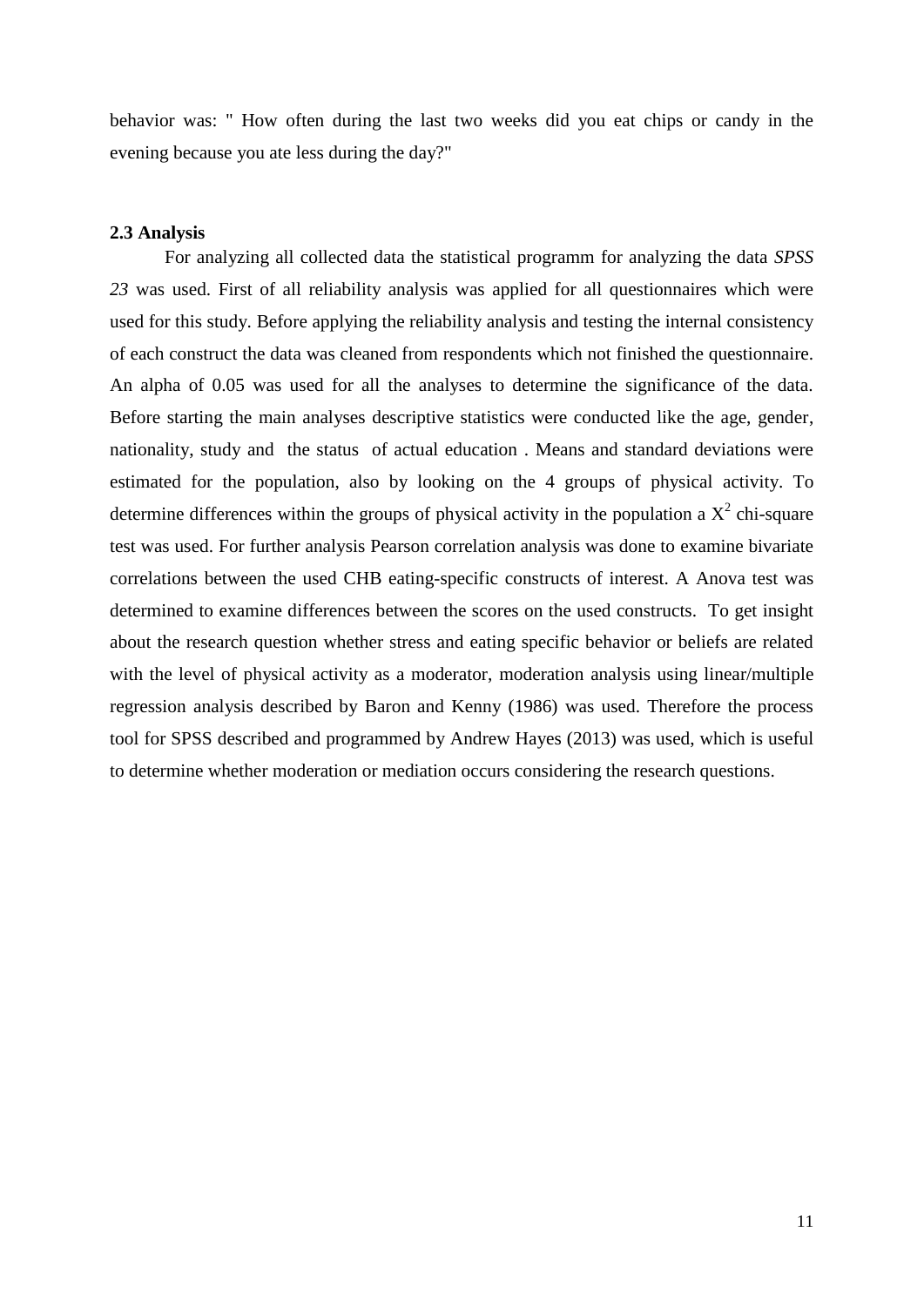behavior was: " How often during the last two weeks did you eat chips or candy in the evening because you ate less during the day?"

### 2.3 Analysis

For analyzing all collected data the statistical programm for analyzing the data *SPSS 23* was used. First of all reliability analysis was applied for all questionnaires which were used for this study. Before applying the reliability analysis and testing the internal consistency of each construct the data was cleaned from respondents which not finished the questionnaire. An alpha of 0.05 was used for all the analyses to determine the significance of the data. Before starting the main analyses descriptive statistics were conducted like the age, gender, nationality, study and the status of actual education . Means and standard deviations were estimated for the population, also by looking on the 4 groups of physical activity. To determine differences within the groups of physical activity in the population a $X^2$ chi-square test was used. For further analysis Pearson correlation analysis was done to examine bivariate correlations between the used CHB eating-specific constructs of interest. A Anova test was determined to examine differences between the scores on the used constructs. To get insight about the research question whether stress and eating specific behavior or beliefs are related with the level of physical activity as a moderator, moderation analysis using linear/multiple regression analysis described by Baron and Kenny (1986) was used. Therefore the process tool for SPSS described and programmed by Andrew Hayes (2013) was used, which is useful to determine whether moderation or mediation occurs considering the research questions.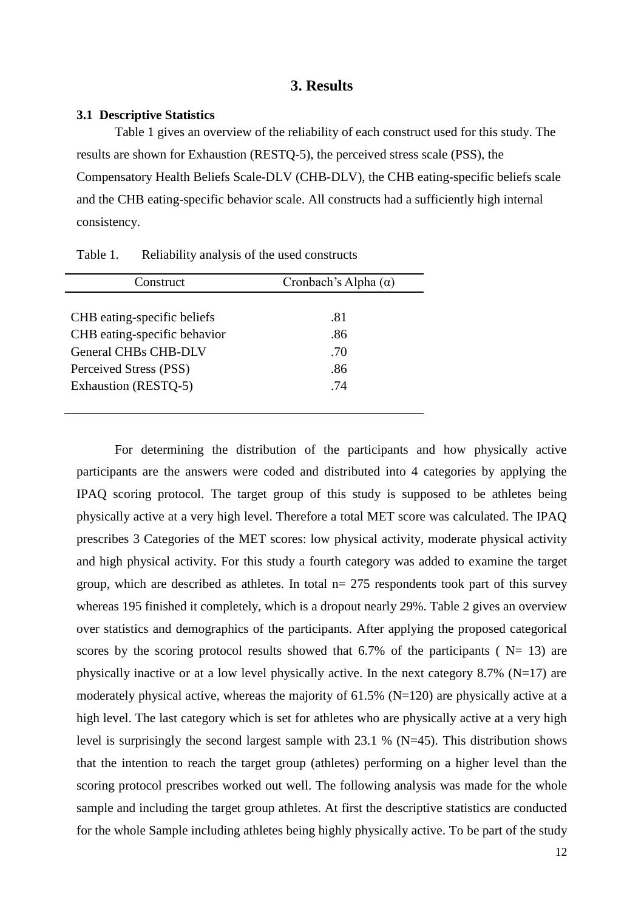# 3. Results

### 3.1 Descriptive Statistics

Table 1 gives an overview of the reliability of each construct used for this study. The results are shown for Exhaustion (RESTQ-5), the perceived stress scale (PSS), the Compensatory Health Beliefs Scale-DLV (CHB-DLV), the CHB eating-specific beliefs scale and the CHB eating-specific behavior scale. All constructs had a sufficiently high internal consistency.

Table 1. Reliability analysis of the used constructs

| Construct | Cronbach's Alpha (α) |
|---|---|
| CHB eating-specific beliefs | .81 |
| CHB eating-specific behavior | .86 |
| General CHBs CHB-DLV | .70 |
| Perceived Stress (PSS) | .86 |
| Exhaustion (RESTQ-5) | .74 |

For determining the distribution of the participants and how physically active participants are the answers were coded and distributed into 4 categories by applying the IPAQ scoring protocol. The target group of this study is supposed to be athletes being physically active at a very high level. Therefore a total MET score was calculated. The IPAQ prescribes 3 Categories of the MET scores: low physical activity, moderate physical activity and high physical activity. For this study a fourth category was added to examine the target group, which are described as athletes. In total n= 275 respondents took part of this survey whereas 195 finished it completely, which is a dropout nearly 29%. Table 2 gives an overview over statistics and demographics of the participants. After applying the proposed categorical scores by the scoring protocol results showed that 6.7% of the participants ( N= 13) are physically inactive or at a low level physically active. In the next category 8.7% (N=17) are moderately physical active, whereas the majority of 61.5% (N=120) are physically active at a high level. The last category which is set for athletes who are physically active at a very high level is surprisingly the second largest sample with 23.1 % (N=45). This distribution shows that the intention to reach the target group (athletes) performing on a higher level than the scoring protocol prescribes worked out well. The following analysis was made for the whole sample and including the target group athletes. At first the descriptive statistics are conducted for the whole Sample including athletes being highly physically active. To be part of the study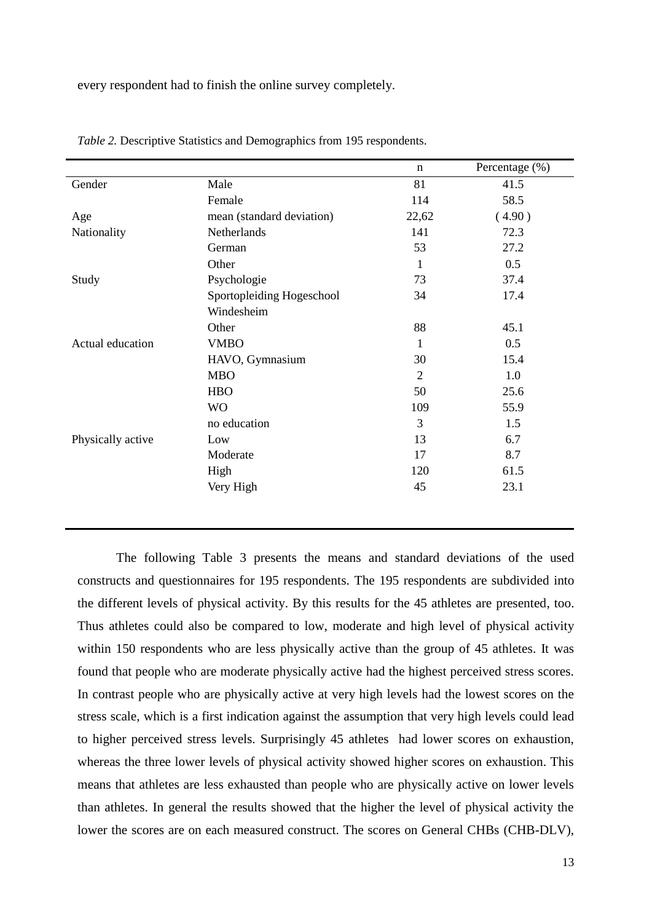every respondent had to finish the online survey completely.

*Table 2.* Descriptive Statistics and Demographics from 195 respondents.

| | | n | Percentage (%) |
|---|---|---|---|
| Gender | Male | 81 | 41.5 |
| | Female | 114 | 58.5 |
| Age | mean (standard deviation) | 22,62 | ( 4.90 ) |
| Nationality | Netherlands | 141 | 72.3 |
| | German | 53 | 27.2 |
| | Other | 1 | 0.5 |
| Study | Psychologie | 73 | 37.4 |
| | Sportopleiding Hogeschool Windesheim | 34 | 17.4 |
| | Other | 88 | 45.1 |
| Actual education | VMBO | 1 | 0.5 |
| | HAVO, Gymnasium | 30 | 15.4 |
| | MBO | 2 | 1.0 |
| | HBO | 50 | 25.6 |
| | WO | 109 | 55.9 |
| | no education | 3 | 1.5 |
| Physically active | Low | 13 | 6.7 |
| | Moderate | 17 | 8.7 |
| | High | 120 | 61.5 |
| | Very High | 45 | 23.1 |

The following Table 3 presents the means and standard deviations of the used constructs and questionnaires for 195 respondents. The 195 respondents are subdivided into the different levels of physical activity. By this results for the 45 athletes are presented, too. Thus athletes could also be compared to low, moderate and high level of physical activity within 150 respondents who are less physically active than the group of 45 athletes. It was found that people who are moderate physically active had the highest perceived stress scores. In contrast people who are physically active at very high levels had the lowest scores on the stress scale, which is a first indication against the assumption that very high levels could lead to higher perceived stress levels. Surprisingly 45 athletes had lower scores on exhaustion, whereas the three lower levels of physical activity showed higher scores on exhaustion. This means that athletes are less exhausted than people who are physically active on lower levels than athletes. In general the results showed that the higher the level of physical activity the lower the scores are on each measured construct. The scores on General CHBs (CHB-DLV),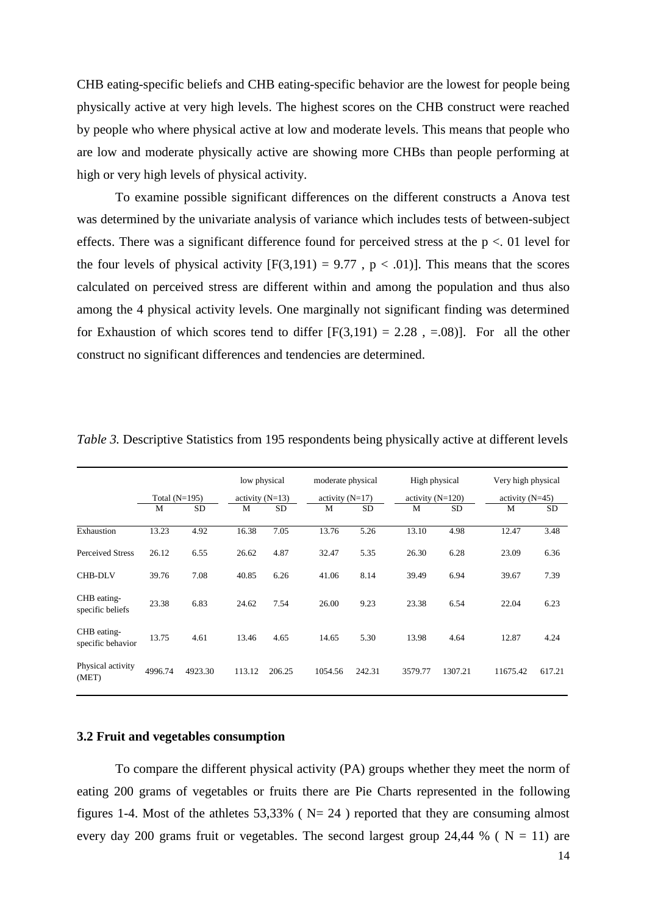CHB eating-specific beliefs and CHB eating-specific behavior are the lowest for people being physically active at very high levels. The highest scores on the CHB construct were reached by people who where physical active at low and moderate levels. This means that people who are low and moderate physically active are showing more CHBs than people performing at high or very high levels of physical activity.

To examine possible significant differences on the different constructs a Anova test was determined by the univariate analysis of variance which includes tests of between-subject effects. There was a significant difference found for perceived stress at the $p <. 01$ level for the four levels of physical activity [$F(3,191) = 9.77$ , $p < .01$)]. This means that the scores calculated on perceived stress are different within and among the population and thus also among the 4 physical activity levels. One marginally not significant finding was determined for Exhaustion of which scores tend to differ [$F(3,191) = 2.28$ , $=.08$)]. For all the other construct no significant differences and tendencies are determined.

*Table 3.* Descriptive Statistics from 195 respondents being physically active at different levels

| | Total (N=195) | | low physical activity (N=13) | | moderate physical activity (N=17) | | High physical activity (N=120) | | Very high physical activity (N=45) | |
|---|---|---|---|---|---|---|---|---|---|---|
| | M | SD | M | SD | M | SD | M | SD | M | SD |
| Exhaustion | 13.23 | 4.92 | 16.38 | 7.05 | 13.76 | 5.26 | 13.10 | 4.98 | 12.47 | 3.48 |
| Perceived Stress | 26.12 | 6.55 | 26.62 | 4.87 | 32.47 | 5.35 | 26.30 | 6.28 | 23.09 | 6.36 |
| CHB-DLV | 39.76 | 7.08 | 40.85 | 6.26 | 41.06 | 8.14 | 39.49 | 6.94 | 39.67 | 7.39 |
| CHB eating-specific beliefs | 23.38 | 6.83 | 24.62 | 7.54 | 26.00 | 9.23 | 23.38 | 6.54 | 22.04 | 6.23 |
| CHB eating-specific behavior | 13.75 | 4.61 | 13.46 | 4.65 | 14.65 | 5.30 | 13.98 | 4.64 | 12.87 | 4.24 |
| Physical activity (MET) | 4996.74 | 4923.30 | 113.12 | 206.25 | 1054.56 | 242.31 | 3579.77 | 1307.21 | 11675.42 | 617.21 |

### 3.2 Fruit and vegetables consumption

To compare the different physical activity (PA) groups whether they meet the norm of eating 200 grams of vegetables or fruits there are Pie Charts represented in the following figures 1-4. Most of the athletes 53,33% ( N= 24 ) reported that they are consuming almost every day 200 grams fruit or vegetables. The second largest group 24,44 % ( N = 11) are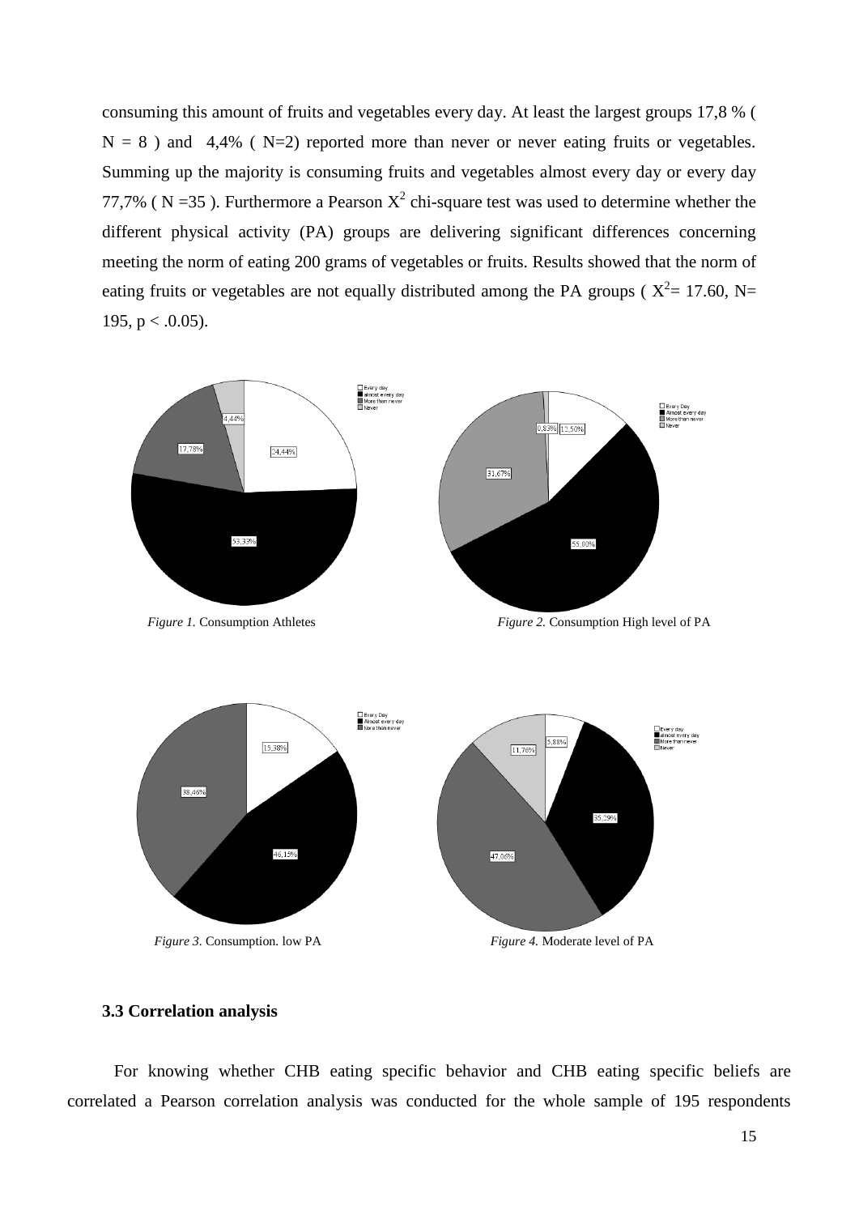consuming this amount of fruits and vegetables every day. At least the largest groups 17,8 % ( N = 8 ) and 4,4% ( N=2) reported more than never or never eating fruits or vegetables. Summing up the majority is consuming fruits and vegetables almost every day or every day 77,7% ( N =35 ). Furthermore a Pearson $X^2$ chi-square test was used to determine whether the different physical activity (PA) groups are delivering significant differences concerning meeting the norm of eating 200 grams of vegetables or fruits. Results showed that the norm of eating fruits or vegetables are not equally distributed among the PA groups ( $X^2$= 17.60, N= 195, p < .0.05).

*Figure 1.* Consumption Athletes

*Figure 2.* Consumption High level of PA

*Figure 3.* Consumption. low PA

*Figure 4.* Moderate level of PA

### 3.3 Correlation analysis

For knowing whether CHB eating specific behavior and CHB eating specific beliefs are correlated a Pearson correlation analysis was conducted for the whole sample of 195 respondents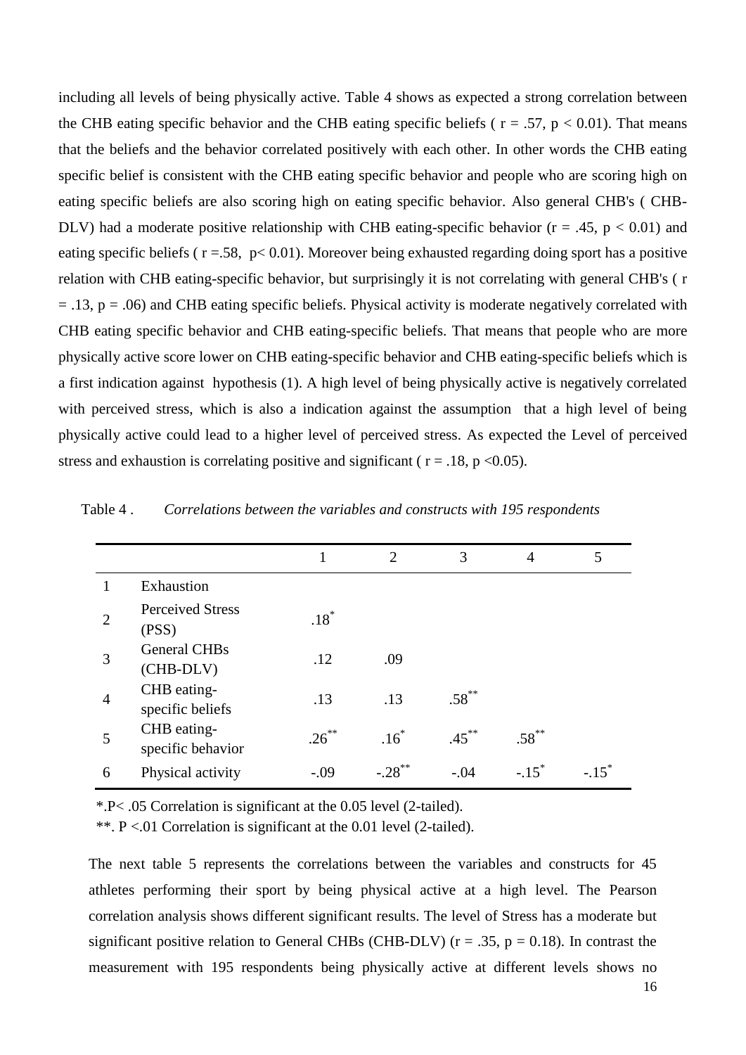including all levels of being physically active. Table 4 shows as expected a strong correlation between the CHB eating specific behavior and the CHB eating specific beliefs ( $r = .57$, $p < 0.01$). That means that the beliefs and the behavior correlated positively with each other. In other words the CHB eating specific belief is consistent with the CHB eating specific behavior and people who are scoring high on eating specific beliefs are also scoring high on eating specific behavior. Also general CHB's ( CHB-DLV) had a moderate positive relationship with CHB eating-specific behavior ($r = .45$, $p < 0.01$) and eating specific beliefs ( $r = .58$, $p < 0.01$). Moreover being exhausted regarding doing sport has a positive relation with CHB eating-specific behavior, but surprisingly it is not correlating with general CHB's ( $r = .13$, $p = .06$) and CHB eating specific beliefs. Physical activity is moderate negatively correlated with CHB eating specific behavior and CHB eating-specific beliefs. That means that people who are more physically active score lower on CHB eating-specific behavior and CHB eating-specific beliefs which is a first indication against hypothesis (1). A high level of being physically active is negatively correlated with perceived stress, which is also a indication against the assumption that a high level of being physically active could lead to a higher level of perceived stress. As expected the Level of perceived stress and exhaustion is correlating positive and significant ( $r = .18$, $p < 0.05$).

Table 4 . *Correlations between the variables and constructs with 195 respondents*

| | | 1 | 2 | 3 | 4 | 5 |
|---|---|---|---|---|---|---|
| 1 | Exhaustion | | | | | |
| 2 | Perceived Stress (PSS) | .18* | | | | |
| 3 | General CHBs (CHB-DLV) | .12 | .09 | | | |
| 4 | CHB eating-specific beliefs | .13 | .13 | .58** | | |
| 5 | CHB eating-specific behavior | .26** | .16* | .45** | .58** | |
| 6 | Physical activity | -.09 | -.28** | -.04 | -.15* | -.15* |

*.P< .05 Correlation is significant at the 0.05 level (2-tailed).

**. P <.01 Correlation is significant at the 0.01 level (2-tailed).

The next table 5 represents the correlations between the variables and constructs for 45 athletes performing their sport by being physical active at a high level. The Pearson correlation analysis shows different significant results. The level of Stress has a moderate but significant positive relation to General CHBs (CHB-DLV) ($r = .35$, $p = 0.18$). In contrast the measurement with 195 respondents being physically active at different levels shows no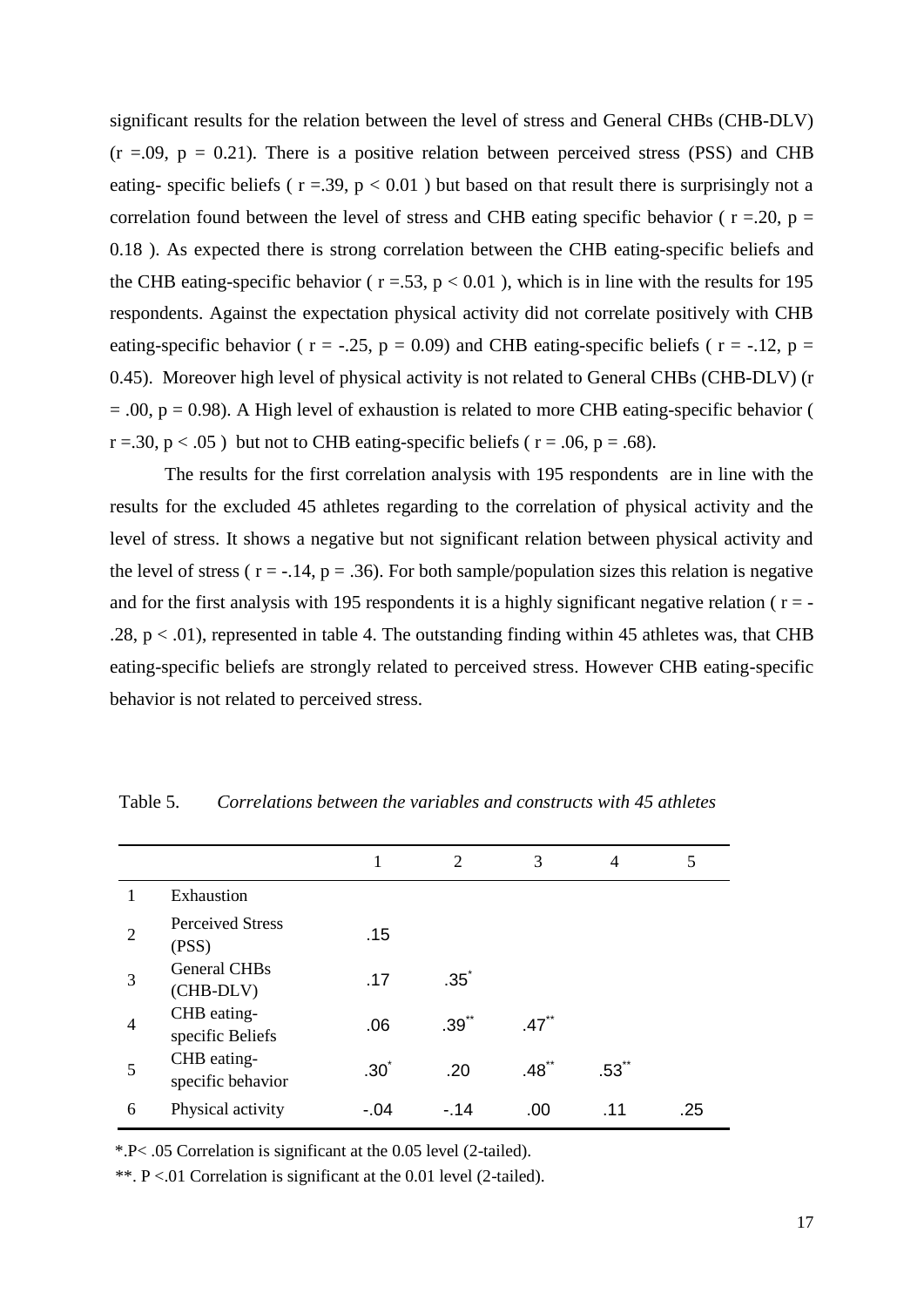significant results for the relation between the level of stress and General CHBs (CHB-DLV) ($r = .09$, $p = 0.21$). There is a positive relation between perceived stress (PSS) and CHB eating- specific beliefs ( $r = .39$, $p < 0.01$ ) but based on that result there is surprisingly not a correlation found between the level of stress and CHB eating specific behavior ( $r = .20$, $p = 0.18$ ). As expected there is strong correlation between the CHB eating-specific beliefs and the CHB eating-specific behavior ( $r = .53$, $p < 0.01$ ), which is in line with the results for 195 respondents. Against the expectation physical activity did not correlate positively with CHB eating-specific behavior ( $r = -.25$, $p = 0.09$) and CHB eating-specific beliefs ( $r = -.12$, $p = 0.45$). Moreover high level of physical activity is not related to General CHBs (CHB-DLV) ($r = .00$, $p = 0.98$). A High level of exhaustion is related to more CHB eating-specific behavior ( $r = .30$, $p < .05$ ) but not to CHB eating-specific beliefs ( $r = .06$, $p = .68$).

The results for the first correlation analysis with 195 respondents are in line with the results for the excluded 45 athletes regarding to the correlation of physical activity and the level of stress. It shows a negative but not significant relation between physical activity and the level of stress ( $r = -.14$, $p = .36$). For both sample/population sizes this relation is negative and for the first analysis with 195 respondents it is a highly significant negative relation ( $r = -.28$, $p < .01$), represented in table 4. The outstanding finding within 45 athletes was, that CHB eating-specific beliefs are strongly related to perceived stress. However CHB eating-specific behavior is not related to perceived stress.

Table 5. *Correlations between the variables and constructs with 45 athletes*

| | | 1 | 2 | 3 | 4 | 5 |
|---|---|---|---|---|---|---|
| 1 | Exhaustion | | | | | |
| 2 | Perceived Stress (PSS) | .15 | | | | |
| 3 | General CHBs (CHB-DLV) | .17 | .35* | | | |
| 4 | CHB eating-specific Beliefs | .06 | .39** | .47** | | |
| 5 | CHB eating-specific behavior | .30* | .20 | .48** | .53** | |
| 6 | Physical activity | -.04 | -.14 | .00 | .11 | .25 |

*.P< .05 Correlation is significant at the 0.05 level (2-tailed).

**. P <.01 Correlation is significant at the 0.01 level (2-tailed).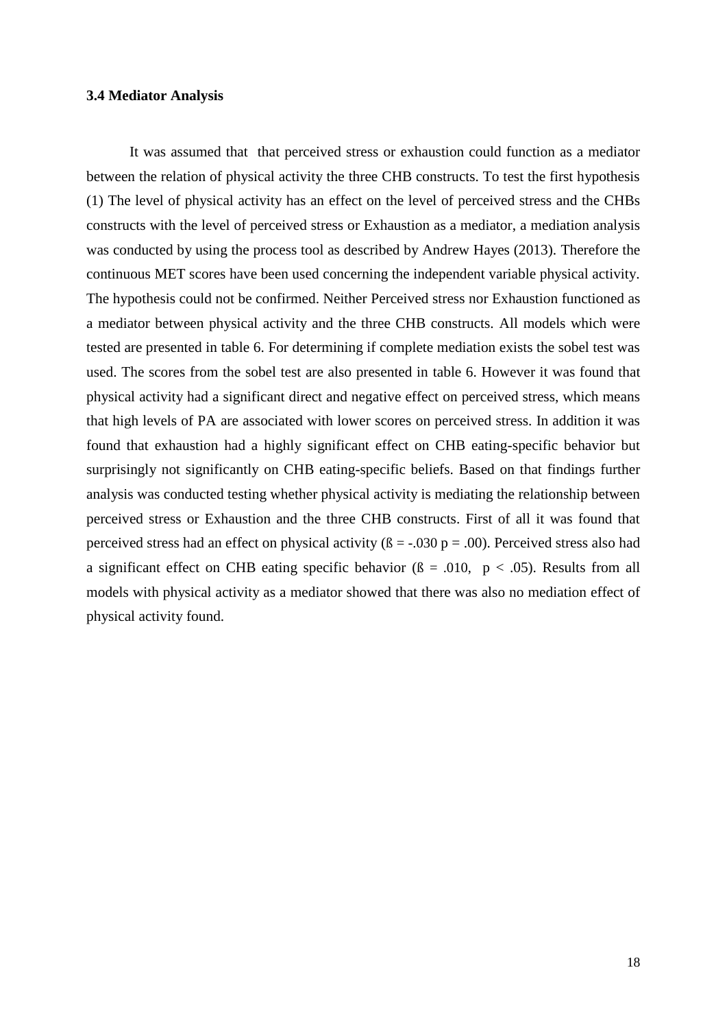### 3.4 Mediator Analysis

It was assumed that  that perceived stress or exhaustion could function as a mediator between the relation of physical activity the three CHB constructs. To test the first hypothesis (1) The level of physical activity has an effect on the level of perceived stress and the CHBs constructs with the level of perceived stress or Exhaustion as a mediator, a mediation analysis was conducted by using the process tool as described by Andrew Hayes (2013). Therefore the continuous MET scores have been used concerning the independent variable physical activity. The hypothesis could not be confirmed. Neither Perceived stress nor Exhaustion functioned as a mediator between physical activity and the three CHB constructs. All models which were tested are presented in table 6. For determining if complete mediation exists the sobel test was used. The scores from the sobel test are also presented in table 6. However it was found that physical activity had a significant direct and negative effect on perceived stress, which means that high levels of PA are associated with lower scores on perceived stress. In addition it was found that exhaustion had a highly significant effect on CHB eating-specific behavior but surprisingly not significantly on CHB eating-specific beliefs. Based on that findings further analysis was conducted testing whether physical activity is mediating the relationship between perceived stress or Exhaustion and the three CHB constructs. First of all it was found that perceived stress had an effect on physical activity ($ß = -.030$ $p = .00$). Perceived stress also had a significant effect on CHB eating specific behavior ($ß = .010$, $p < .05$). Results from all models with physical activity as a mediator showed that there was also no mediation effect of physical activity found.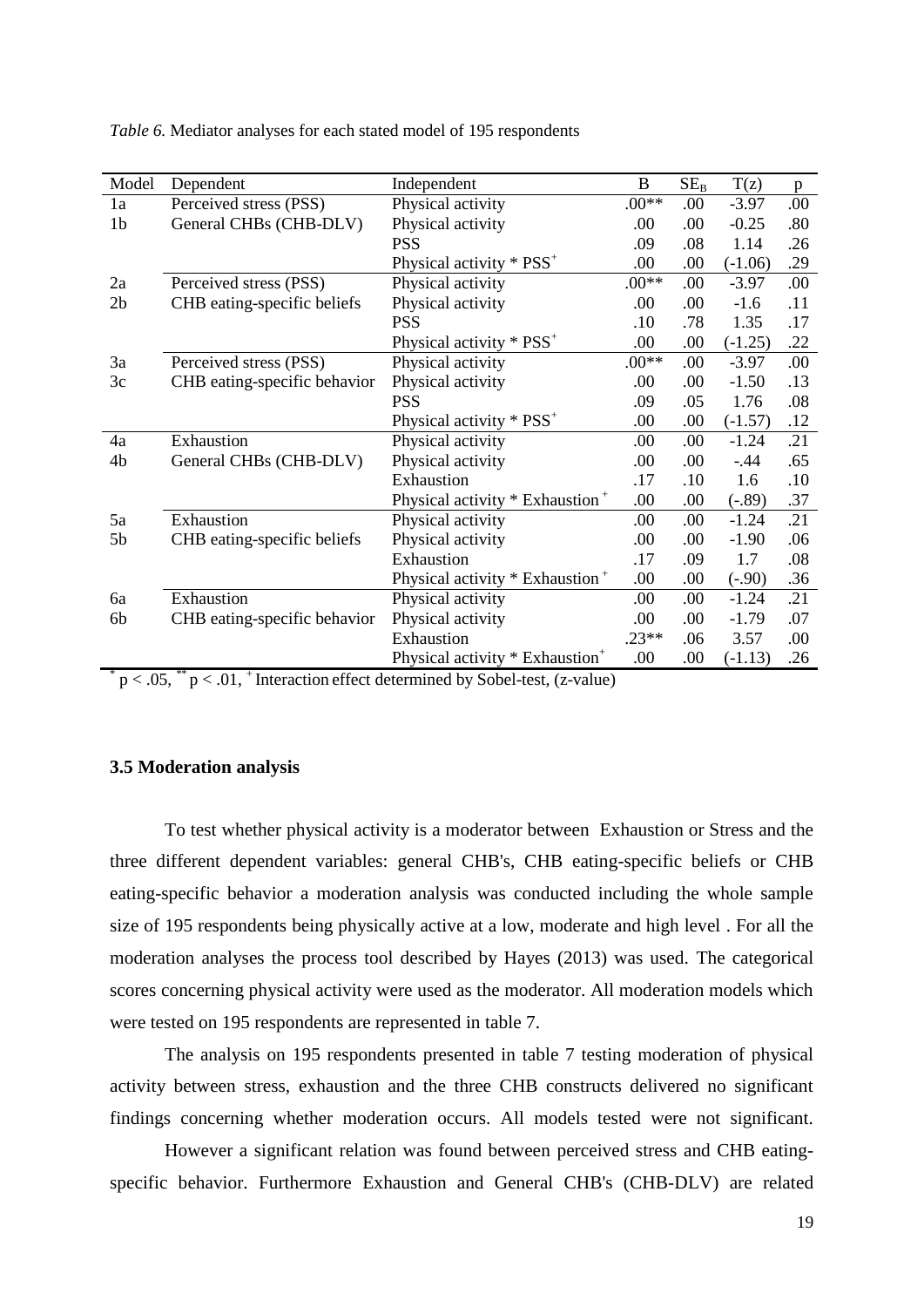*Table 6.* Mediator analyses for each stated model of 195 respondents

| Model | Dependent | Independent | B | $SE_B$ | T(z) | p |
|---|---|---|---|---|---|---|
| 1a | Perceived stress (PSS) | Physical activity | .00** | .00 | -3.97 | .00 |
| 1b | General CHBs (CHB-DLV) | Physical activity | .00 | .00 | -0.25 | .80 |
| | | PSS | .09 | .08 | 1.14 | .26 |
| | | Physical activity * PSS$^{+}$ | .00 | .00 | (-1.06) | .29 |
| 2a | Perceived stress (PSS) | Physical activity | .00** | .00 | -3.97 | .00 |
| 2b | CHB eating-specific beliefs | Physical activity | .00 | .00 | -1.6 | .11 |
| | | PSS | .10 | .78 | 1.35 | .17 |
| | | Physical activity * PSS$^{+}$ | .00 | .00 | (-1.25) | .22 |
| 3a | Perceived stress (PSS) | Physical activity | .00** | .00 | -3.97 | .00 |
| 3c | CHB eating-specific behavior | Physical activity | .00 | .00 | -1.50 | .13 |
| | | PSS | .09 | .05 | 1.76 | .08 |
| | | Physical activity * PSS$^{+}$ | .00 | .00 | (-1.57) | .12 |
| 4a | Exhaustion | Physical activity | .00 | .00 | -1.24 | .21 |
| 4b | General CHBs (CHB-DLV) | Physical activity | .00 | .00 | -.44 | .65 |
| | | Exhaustion | .17 | .10 | 1.6 | .10 |
| | | Physical activity * Exhaustion$^{+}$ | .00 | .00 | (-.89) | .37 |
| 5a | Exhaustion | Physical activity | .00 | .00 | -1.24 | .21 |
| 5b | CHB eating-specific beliefs | Physical activity | .00 | .00 | -1.90 | .06 |
| | | Exhaustion | .17 | .09 | 1.7 | .08 |
| | | Physical activity * Exhaustion$^{+}$ | .00 | .00 | (-.90) | .36 |
| 6a | Exhaustion | Physical activity | .00 | .00 | -1.24 | .21 |
| 6b | CHB eating-specific behavior | Physical activity | .00 | .00 | -1.79 | .07 |
| | | Exhaustion | .23** | .06 | 3.57 | .00 |
| | | Physical activity * Exhaustion$^{+}$ | .00 | .00 | (-1.13) | .26 |

$^{*}$ $p < .05$, $^{**}$ $p < .01$, $^{+}$ Interaction effect determined by Sobel-test, (z-value)

### 3.5 Moderation analysis

To test whether physical activity is a moderator between Exhaustion or Stress and the three different dependent variables: general CHB's, CHB eating-specific beliefs or CHB eating-specific behavior a moderation analysis was conducted including the whole sample size of 195 respondents being physically active at a low, moderate and high level . For all the moderation analyses the process tool described by Hayes (2013) was used. The categorical scores concerning physical activity were used as the moderator. All moderation models which were tested on 195 respondents are represented in table 7.

The analysis on 195 respondents presented in table 7 testing moderation of physical activity between stress, exhaustion and the three CHB constructs delivered no significant findings concerning whether moderation occurs. All models tested were not significant.

However a significant relation was found between perceived stress and CHB eating-specific behavior. Furthermore Exhaustion and General CHB's (CHB-DLV) are related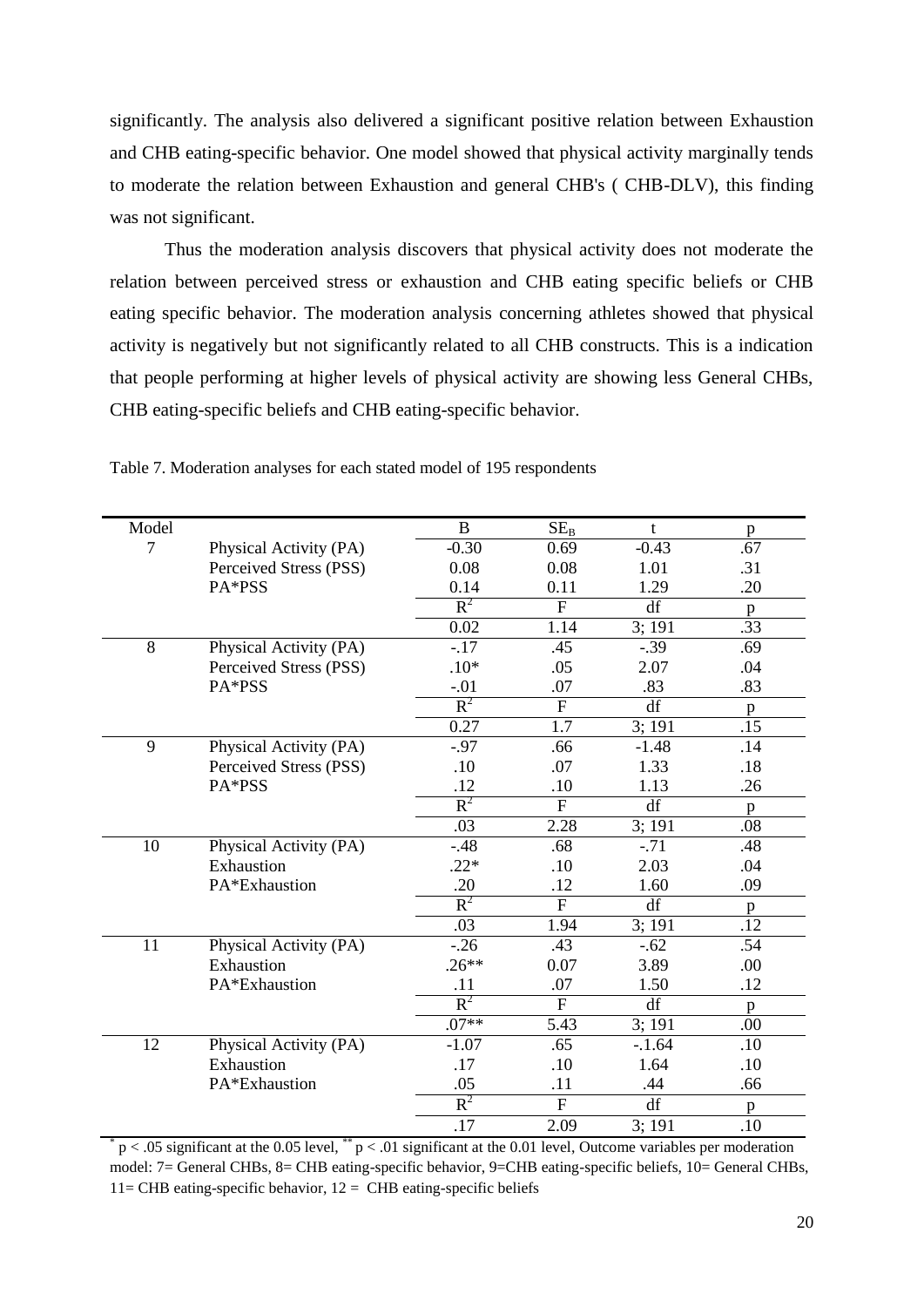significantly. The analysis also delivered a significant positive relation between Exhaustion and CHB eating-specific behavior. One model showed that physical activity marginally tends to moderate the relation between Exhaustion and general CHB's ( CHB-DLV), this finding was not significant.

Thus the moderation analysis discovers that physical activity does not moderate the relation between perceived stress or exhaustion and CHB eating specific beliefs or CHB eating specific behavior. The moderation analysis concerning athletes showed that physical activity is negatively but not significantly related to all CHB constructs. This is a indication that people performing at higher levels of physical activity are showing less General CHBs, CHB eating-specific beliefs and CHB eating-specific behavior.

Table 7. Moderation analyses for each stated model of 195 respondents

| Model | | B | $SE_B$ | t | p |
|---|---|---|---|---|---|
| 7 | Physical Activity (PA) | -0.30 | 0.69 | -0.43 | .67 |
| | Perceived Stress (PSS) | 0.08 | 0.08 | 1.01 | .31 |
| | PA*PSS | 0.14 | 0.11 | 1.29 | .20 |
| | | $R^2$ | F | df | p |
| | | 0.02 | 1.14 | 3; 191 | .33 |
| 8 | Physical Activity (PA) | -.17 | .45 | -.39 | .69 |
| | Perceived Stress (PSS) | .10* | .05 | 2.07 | .04 |
| | PA*PSS | -.01 | .07 | .83 | .83 |
| | | $R^2$ | F | df | p |
| | | 0.27 | 1.7 | 3; 191 | .15 |
| 9 | Physical Activity (PA) | -.97 | .66 | -1.48 | .14 |
| | Perceived Stress (PSS) | .10 | .07 | 1.33 | .18 |
| | PA*PSS | .12 | .10 | 1.13 | .26 |
| | | $R^2$ | F | df | p |
| | | .03 | 2.28 | 3; 191 | .08 |
| 10 | Physical Activity (PA) | -.48 | .68 | -.71 | .48 |
| | Exhaustion | .22* | .10 | 2.03 | .04 |
| | PA*Exhaustion | .20 | .12 | 1.60 | .09 |
| | | $R^2$ | F | df | p |
| | | .03 | 1.94 | 3; 191 | .12 |
| 11 | Physical Activity (PA) | -.26 | .43 | -.62 | .54 |
| | Exhaustion | .26** | 0.07 | 3.89 | .00 |
| | PA*Exhaustion | .11 | .07 | 1.50 | .12 |
| | | $R^2$ | F | df | p |
| | | .07** | 5.43 | 3; 191 | .00 |
| 12 | Physical Activity (PA) | -1.07 | .65 | -.1.64 | .10 |
| | Exhaustion | .17 | .10 | 1.64 | .10 |
| | PA*Exhaustion | .05 | .11 | .44 | .66 |
| | | $R^2$ | F | df | p |
| | | .17 | 2.09 | 3; 191 | .10 |

* $p < .05$ significant at the 0.05 level, ** $p < .01$ significant at the 0.01 level, Outcome variables per moderation model: 7= General CHBs, 8= CHB eating-specific behavior, 9=CHB eating-specific beliefs, 10= General CHBs, 11= CHB eating-specific behavior, 12 = CHB eating-specific beliefs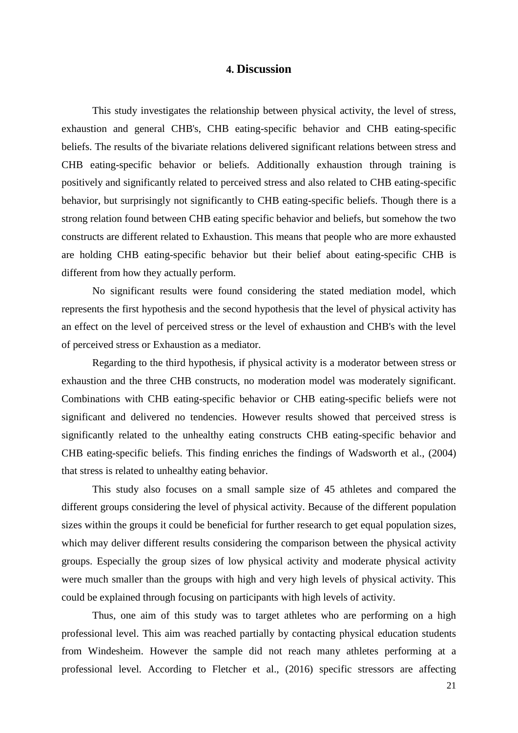# 4. Discussion

This study investigates the relationship between physical activity, the level of stress, exhaustion and general CHB's, CHB eating-specific behavior and CHB eating-specific beliefs. The results of the bivariate relations delivered significant relations between stress and CHB eating-specific behavior or beliefs. Additionally exhaustion through training is positively and significantly related to perceived stress and also related to CHB eating-specific behavior, but surprisingly not significantly to CHB eating-specific beliefs. Though there is a strong relation found between CHB eating specific behavior and beliefs, but somehow the two constructs are different related to Exhaustion. This means that people who are more exhausted are holding CHB eating-specific behavior but their belief about eating-specific CHB is different from how they actually perform.

No significant results were found considering the stated mediation model, which represents the first hypothesis and the second hypothesis that the level of physical activity has an effect on the level of perceived stress or the level of exhaustion and CHB's with the level of perceived stress or Exhaustion as a mediator.

Regarding to the third hypothesis, if physical activity is a moderator between stress or exhaustion and the three CHB constructs, no moderation model was moderately significant. Combinations with CHB eating-specific behavior or CHB eating-specific beliefs were not significant and delivered no tendencies. However results showed that perceived stress is significantly related to the unhealthy eating constructs CHB eating-specific behavior and CHB eating-specific beliefs. This finding enriches the findings of Wadsworth et al., (2004) that stress is related to unhealthy eating behavior.

This study also focuses on a small sample size of 45 athletes and compared the different groups considering the level of physical activity. Because of the different population sizes within the groups it could be beneficial for further research to get equal population sizes, which may deliver different results considering the comparison between the physical activity groups. Especially the group sizes of low physical activity and moderate physical activity were much smaller than the groups with high and very high levels of physical activity. This could be explained through focusing on participants with high levels of activity.

Thus, one aim of this study was to target athletes who are performing on a high professional level. This aim was reached partially by contacting physical education students from Windesheim. However the sample did not reach many athletes performing at a professional level. According to Fletcher et al., (2016) specific stressors are affecting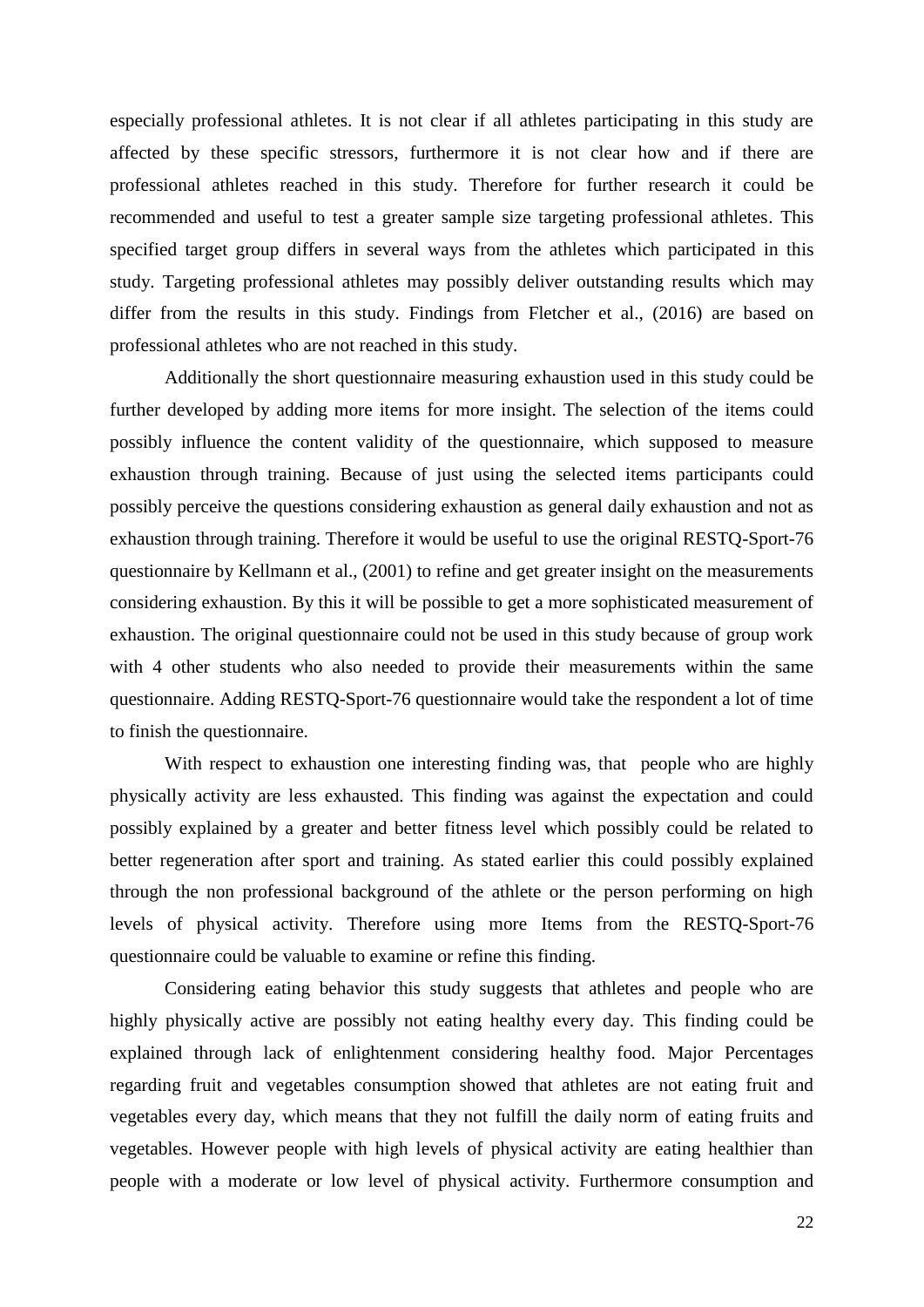especially professional athletes. It is not clear if all athletes participating in this study are affected by these specific stressors, furthermore it is not clear how and if there are professional athletes reached in this study. Therefore for further research it could be recommended and useful to test a greater sample size targeting professional athletes. This specified target group differs in several ways from the athletes which participated in this study. Targeting professional athletes may possibly deliver outstanding results which may differ from the results in this study. Findings from Fletcher et al., (2016) are based on professional athletes who are not reached in this study.

Additionally the short questionnaire measuring exhaustion used in this study could be further developed by adding more items for more insight. The selection of the items could possibly influence the content validity of the questionnaire, which supposed to measure exhaustion through training. Because of just using the selected items participants could possibly perceive the questions considering exhaustion as general daily exhaustion and not as exhaustion through training. Therefore it would be useful to use the original RESTQ-Sport-76 questionnaire by Kellmann et al., (2001) to refine and get greater insight on the measurements considering exhaustion. By this it will be possible to get a more sophisticated measurement of exhaustion. The original questionnaire could not be used in this study because of group work with 4 other students who also needed to provide their measurements within the same questionnaire. Adding RESTQ-Sport-76 questionnaire would take the respondent a lot of time to finish the questionnaire.

With respect to exhaustion one interesting finding was, that people who are highly physically activity are less exhausted. This finding was against the expectation and could possibly explained by a greater and better fitness level which possibly could be related to better regeneration after sport and training. As stated earlier this could possibly explained through the non professional background of the athlete or the person performing on high levels of physical activity. Therefore using more Items from the RESTQ-Sport-76 questionnaire could be valuable to examine or refine this finding.

Considering eating behavior this study suggests that athletes and people who are highly physically active are possibly not eating healthy every day. This finding could be explained through lack of enlightenment considering healthy food. Major Percentages regarding fruit and vegetables consumption showed that athletes are not eating fruit and vegetables every day, which means that they not fulfill the daily norm of eating fruits and vegetables. However people with high levels of physical activity are eating healthier than people with a moderate or low level of physical activity. Furthermore consumption and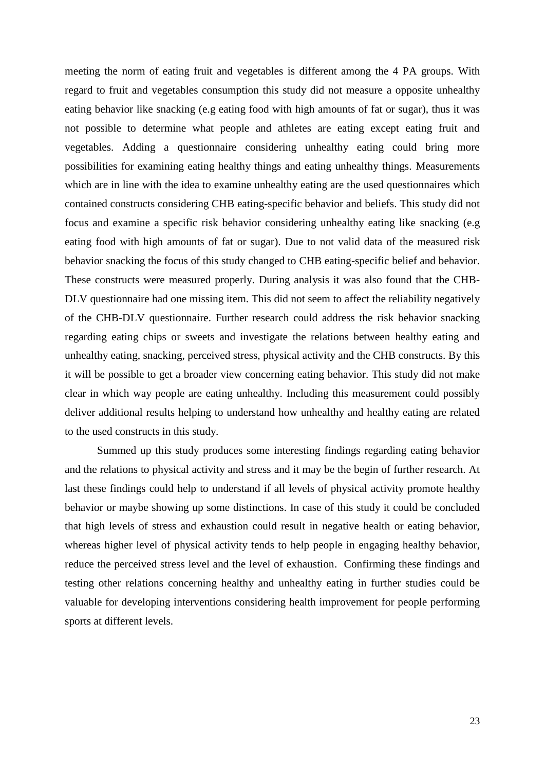meeting the norm of eating fruit and vegetables is different among the 4 PA groups. With regard to fruit and vegetables consumption this study did not measure a opposite unhealthy eating behavior like snacking (e.g eating food with high amounts of fat or sugar), thus it was not possible to determine what people and athletes are eating except eating fruit and vegetables. Adding a questionnaire considering unhealthy eating could bring more possibilities for examining eating healthy things and eating unhealthy things. Measurements which are in line with the idea to examine unhealthy eating are the used questionnaires which contained constructs considering CHB eating-specific behavior and beliefs. This study did not focus and examine a specific risk behavior considering unhealthy eating like snacking (e.g eating food with high amounts of fat or sugar). Due to not valid data of the measured risk behavior snacking the focus of this study changed to CHB eating-specific belief and behavior. These constructs were measured properly. During analysis it was also found that the CHB-DLV questionnaire had one missing item. This did not seem to affect the reliability negatively of the CHB-DLV questionnaire. Further research could address the risk behavior snacking regarding eating chips or sweets and investigate the relations between healthy eating and unhealthy eating, snacking, perceived stress, physical activity and the CHB constructs. By this it will be possible to get a broader view concerning eating behavior. This study did not make clear in which way people are eating unhealthy. Including this measurement could possibly deliver additional results helping to understand how unhealthy and healthy eating are related to the used constructs in this study.

Summed up this study produces some interesting findings regarding eating behavior and the relations to physical activity and stress and it may be the begin of further research. At last these findings could help to understand if all levels of physical activity promote healthy behavior or maybe showing up some distinctions. In case of this study it could be concluded that high levels of stress and exhaustion could result in negative health or eating behavior, whereas higher level of physical activity tends to help people in engaging healthy behavior, reduce the perceived stress level and the level of exhaustion. Confirming these findings and testing other relations concerning healthy and unhealthy eating in further studies could be valuable for developing interventions considering health improvement for people performing sports at different levels.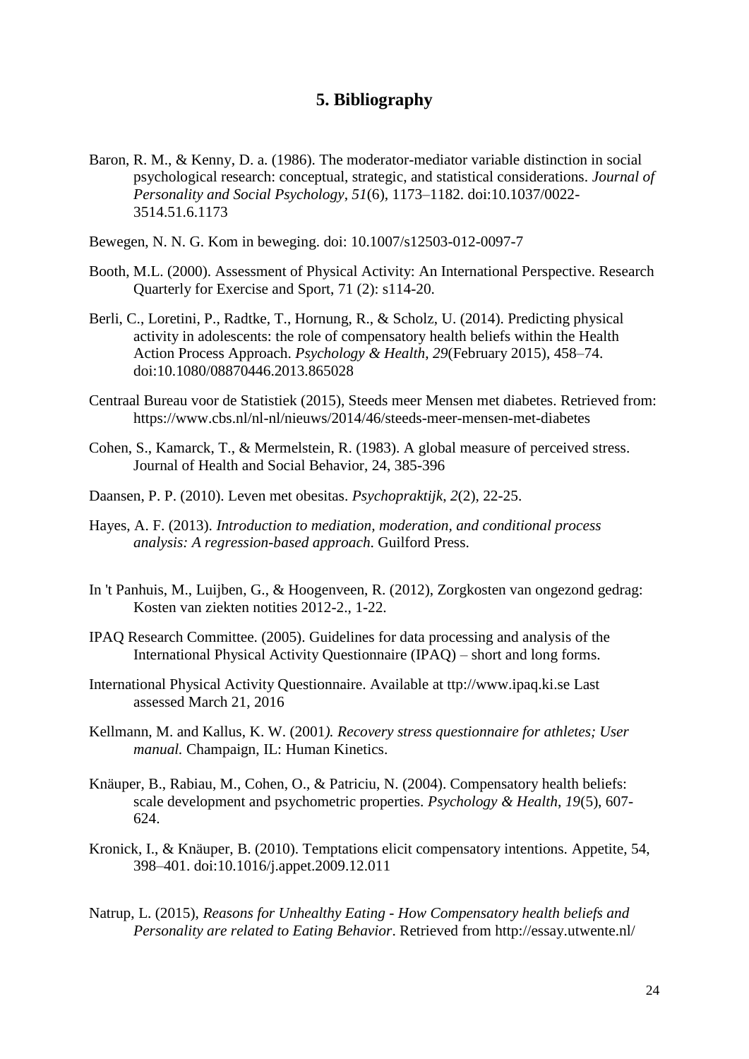## 5. Bibliography

Baron, R. M., & Kenny, D. a. (1986). The moderator-mediator variable distinction in social psychological research: conceptual, strategic, and statistical considerations. *Journal of Personality and Social Psychology*, *51*(6), 1173–1182. doi:10.1037/0022-3514.51.6.1173

Bewegen, N. N. G. Kom in beweging. doi: 10.1007/s12503-012-0097-7

Booth, M.L. (2000). Assessment of Physical Activity: An International Perspective. Research Quarterly for Exercise and Sport, 71 (2): s114-20.

Berli, C., Loretini, P., Radtke, T., Hornung, R., & Scholz, U. (2014). Predicting physical activity in adolescents: the role of compensatory health beliefs within the Health Action Process Approach. *Psychology & Health*, *29*(February 2015), 458–74. doi:10.1080/08870446.2013.865028

Centraal Bureau voor de Statistiek (2015), Steeds meer Mensen met diabetes. Retrieved from: https://www.cbs.nl/nl-nl/nieuws/2014/46/steeds-meer-mensen-met-diabetes

Cohen, S., Kamarck, T., & Mermelstein, R. (1983). A global measure of perceived stress. Journal of Health and Social Behavior, 24, 385-396

Daansen, P. P. (2010). Leven met obesitas. *Psychopraktijk*, *2*(2), 22-25.

Hayes, A. F. (2013). *Introduction to mediation, moderation, and conditional process analysis: A regression-based approach*. Guilford Press.

In 't Panhuis, M., Luijben, G., & Hoogenveen, R. (2012), Zorgkosten van ongezond gedrag: Kosten van ziekten notities 2012-2., 1-22.

IPAQ Research Committee. (2005). Guidelines for data processing and analysis of the International Physical Activity Questionnaire (IPAQ) – short and long forms.

International Physical Activity Questionnaire. Available at ttp://www.ipaq.ki.se Last assessed March 21, 2016

Kellmann, M. and Kallus, K. W. (2001*). Recovery stress questionnaire for athletes; User manual.* Champaign, IL: Human Kinetics.

Knäuper, B., Rabiau, M., Cohen, O., & Patriciu, N. (2004). Compensatory health beliefs: scale development and psychometric properties. *Psychology & Health*, *19*(5), 607-624.

Kronick, I., & Knäuper, B. (2010). Temptations elicit compensatory intentions. Appetite, 54, 398–401. doi:10.1016/j.appet.2009.12.011

Natrup, L. (2015), *Reasons for Unhealthy Eating - How Compensatory health beliefs and Personality are related to Eating Behavior*. Retrieved from http://essay.utwente.nl/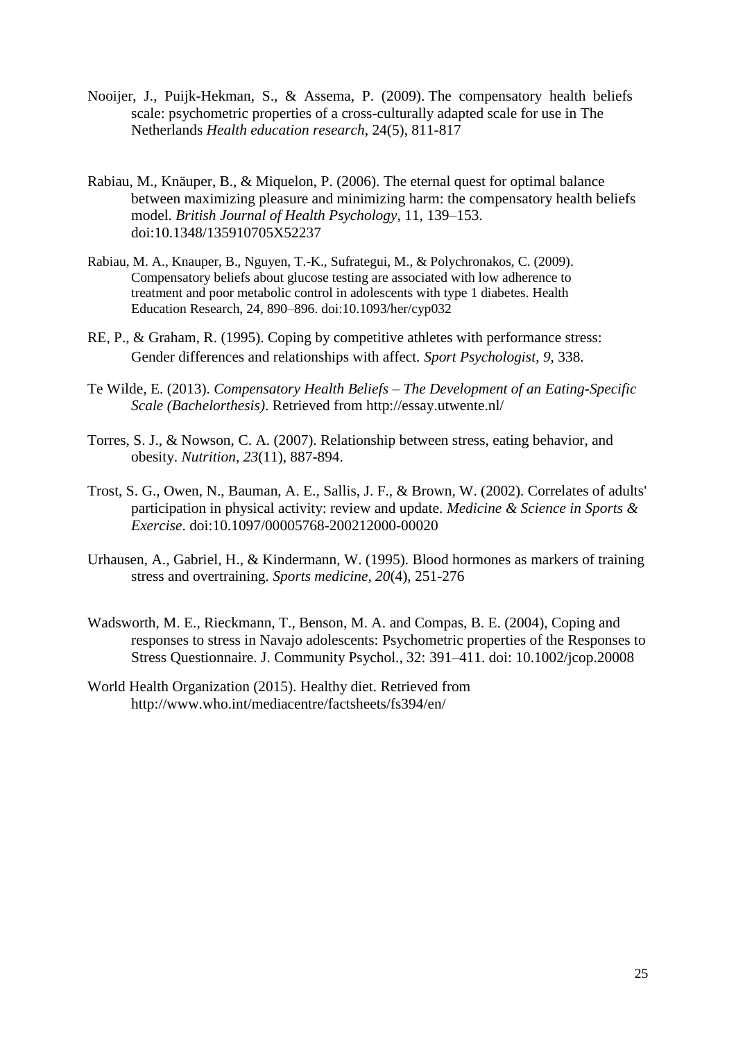Nooijer, J., Puijk-Hekman, S., & Assema, P. (2009). The compensatory health beliefs scale: psychometric properties of a cross-culturally adapted scale for use in The Netherlands *Health education research*, 24(5), 811-817

Rabiau, M., Knäuper, B., & Miquelon, P. (2006). The eternal quest for optimal balance between maximizing pleasure and minimizing harm: the compensatory health beliefs model. *British Journal of Health Psychology*, 11, 139–153. doi:10.1348/135910705X52237

Rabiau, M. A., Knauper, B., Nguyen, T.-K., Sufrategui, M., & Polychronakos, C. (2009). Compensatory beliefs about glucose testing are associated with low adherence to treatment and poor metabolic control in adolescents with type 1 diabetes. Health Education Research, 24, 890–896. doi:10.1093/her/cyp032

RE, P., & Graham, R. (1995). Coping by competitive athletes with performance stress: Gender differences and relationships with affect. *Sport Psychologist*, *9*, 338.

Te Wilde, E. (2013). *Compensatory Health Beliefs – The Development of an Eating-Specific Scale (Bachelorthesis)*. Retrieved from http://essay.utwente.nl/

Torres, S. J., & Nowson, C. A. (2007). Relationship between stress, eating behavior, and obesity. *Nutrition*, *23*(11), 887-894.

Trost, S. G., Owen, N., Bauman, A. E., Sallis, J. F., & Brown, W. (2002). Correlates of adults' participation in physical activity: review and update. *Medicine & Science in Sports & Exercise*. doi:10.1097/00005768-200212000-00020

Urhausen, A., Gabriel, H., & Kindermann, W. (1995). Blood hormones as markers of training stress and overtraining. *Sports medicine*, *20*(4), 251-276

Wadsworth, M. E., Rieckmann, T., Benson, M. A. and Compas, B. E. (2004), Coping and responses to stress in Navajo adolescents: Psychometric properties of the Responses to Stress Questionnaire. J. Community Psychol., 32: 391–411. doi: 10.1002/jcop.20008

World Health Organization (2015). Healthy diet. Retrieved from http://www.who.int/mediacentre/factsheets/fs394/en/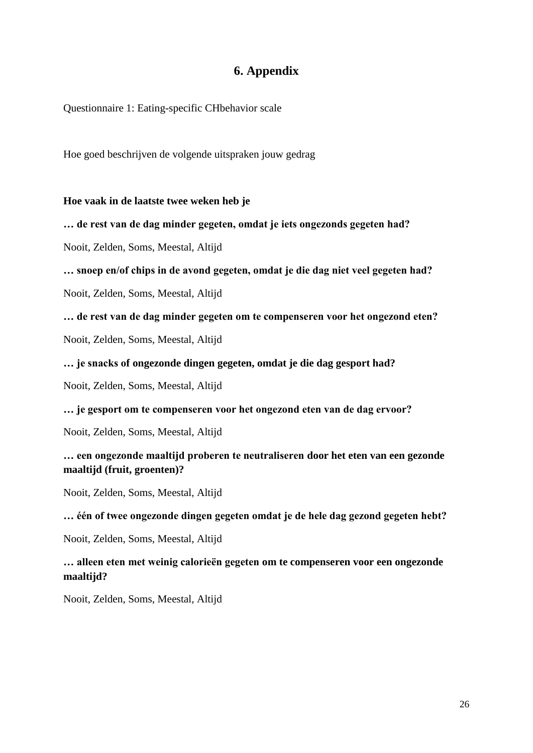# 6. Appendix

Questionnaire 1: Eating-specific CHbehavior scale

Hoe goed beschrijven de volgende uitspraken jouw gedrag

**Hoe vaak in de laatste twee weken heb je**

**… de rest van de dag minder gegeten, omdat je iets ongezonds gegeten had?**

Nooit, Zelden, Soms, Meestal, Altijd

**… snoep en/of chips in de avond gegeten, omdat je die dag niet veel gegeten had?**

Nooit, Zelden, Soms, Meestal, Altijd

**… de rest van de dag minder gegeten om te compenseren voor het ongezond eten?**

Nooit, Zelden, Soms, Meestal, Altijd

**… je snacks of ongezonde dingen gegeten, omdat je die dag gesport had?**

Nooit, Zelden, Soms, Meestal, Altijd

**… je gesport om te compenseren voor het ongezond eten van de dag ervoor?**

Nooit, Zelden, Soms, Meestal, Altijd

**… een ongezonde maaltijd proberen te neutraliseren door het eten van een gezonde maaltijd (fruit, groenten)?**

Nooit, Zelden, Soms, Meestal, Altijd

**… één of twee ongezonde dingen gegeten omdat je de hele dag gezond gegeten hebt?**

Nooit, Zelden, Soms, Meestal, Altijd

**… alleen eten met weinig calorieën gegeten om te compenseren voor een ongezonde maaltijd?**

Nooit, Zelden, Soms, Meestal, Altijd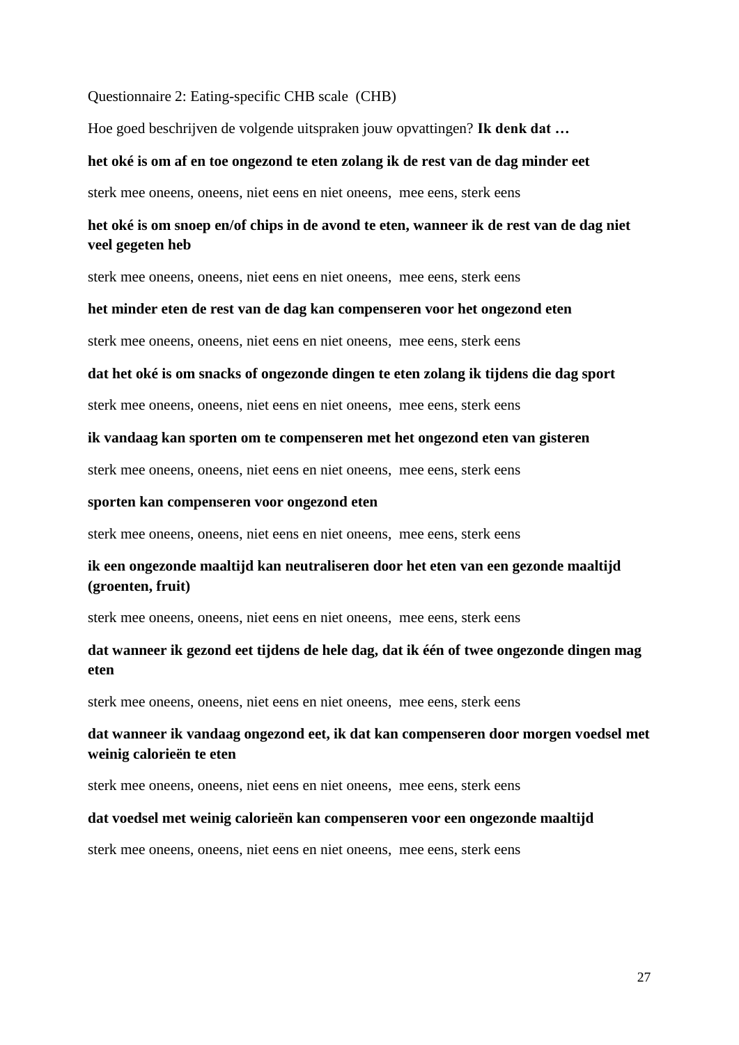Questionnaire 2: Eating-specific CHB scale (CHB)

Hoe goed beschrijven de volgende uitspraken jouw opvattingen? **Ik denk dat …**

**het oké is om af en toe ongezond te eten zolang ik de rest van de dag minder eet**

sterk mee oneens, oneens, niet eens en niet oneens, mee eens, sterk eens

**het oké is om snoep en/of chips in de avond te eten, wanneer ik de rest van de dag niet veel gegeten heb**

sterk mee oneens, oneens, niet eens en niet oneens, mee eens, sterk eens

**het minder eten de rest van de dag kan compenseren voor het ongezond eten**

sterk mee oneens, oneens, niet eens en niet oneens, mee eens, sterk eens

**dat het oké is om snacks of ongezonde dingen te eten zolang ik tijdens die dag sport**

sterk mee oneens, oneens, niet eens en niet oneens, mee eens, sterk eens

**ik vandaag kan sporten om te compenseren met het ongezond eten van gisteren**

sterk mee oneens, oneens, niet eens en niet oneens, mee eens, sterk eens

**sporten kan compenseren voor ongezond eten**

sterk mee oneens, oneens, niet eens en niet oneens, mee eens, sterk eens

**ik een ongezonde maaltijd kan neutraliseren door het eten van een gezonde maaltijd (groenten, fruit)**

sterk mee oneens, oneens, niet eens en niet oneens, mee eens, sterk eens

**dat wanneer ik gezond eet tijdens de hele dag, dat ik één of twee ongezonde dingen mag eten**

sterk mee oneens, oneens, niet eens en niet oneens, mee eens, sterk eens

**dat wanneer ik vandaag ongezond eet, ik dat kan compenseren door morgen voedsel met weinig calorieën te eten**

sterk mee oneens, oneens, niet eens en niet oneens, mee eens, sterk eens

**dat voedsel met weinig calorieën kan compenseren voor een ongezonde maaltijd**

sterk mee oneens, oneens, niet eens en niet oneens, mee eens, sterk eens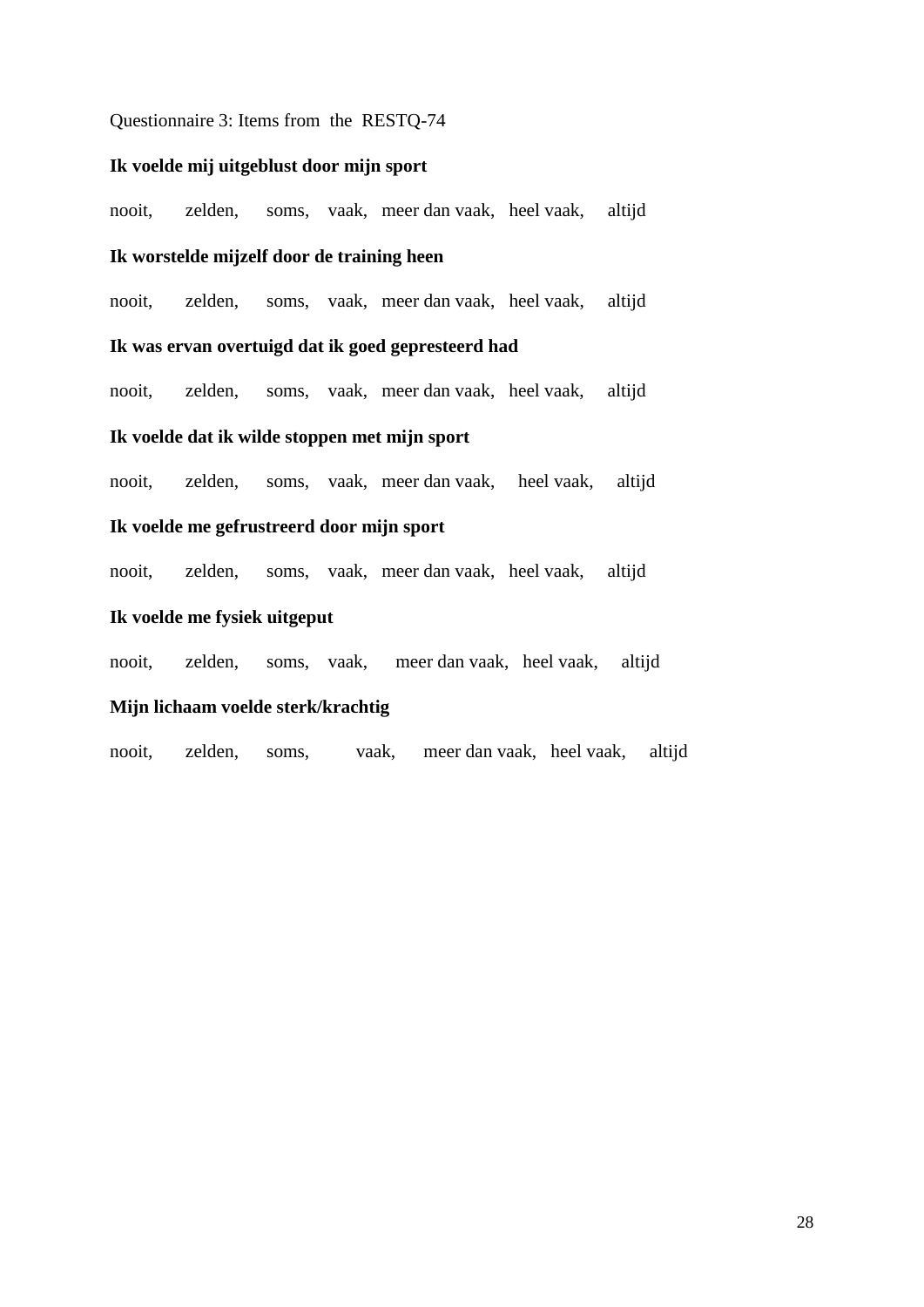Questionnaire 3: Items from the RESTQ-74

**Ik voelde mij uitgeblust door mijn sport**

nooit, zelden, soms, vaak, meer dan vaak, heel vaak, altijd

**Ik worstelde mijzelf door de training heen**

nooit, zelden, soms, vaak, meer dan vaak, heel vaak, altijd

**Ik was ervan overtuigd dat ik goed gepresteerd had**

nooit, zelden, soms, vaak, meer dan vaak, heel vaak, altijd

**Ik voelde dat ik wilde stoppen met mijn sport**

nooit, zelden, soms, vaak, meer dan vaak, heel vaak, altijd

**Ik voelde me gefrustreerd door mijn sport**

nooit, zelden, soms, vaak, meer dan vaak, heel vaak, altijd

**Ik voelde me fysiek uitgeput**

nooit, zelden, soms, vaak, meer dan vaak, heel vaak, altijd

**Mijn lichaam voelde sterk/krachtig**

nooit, zelden, soms, vaak, meer dan vaak, heel vaak, altijd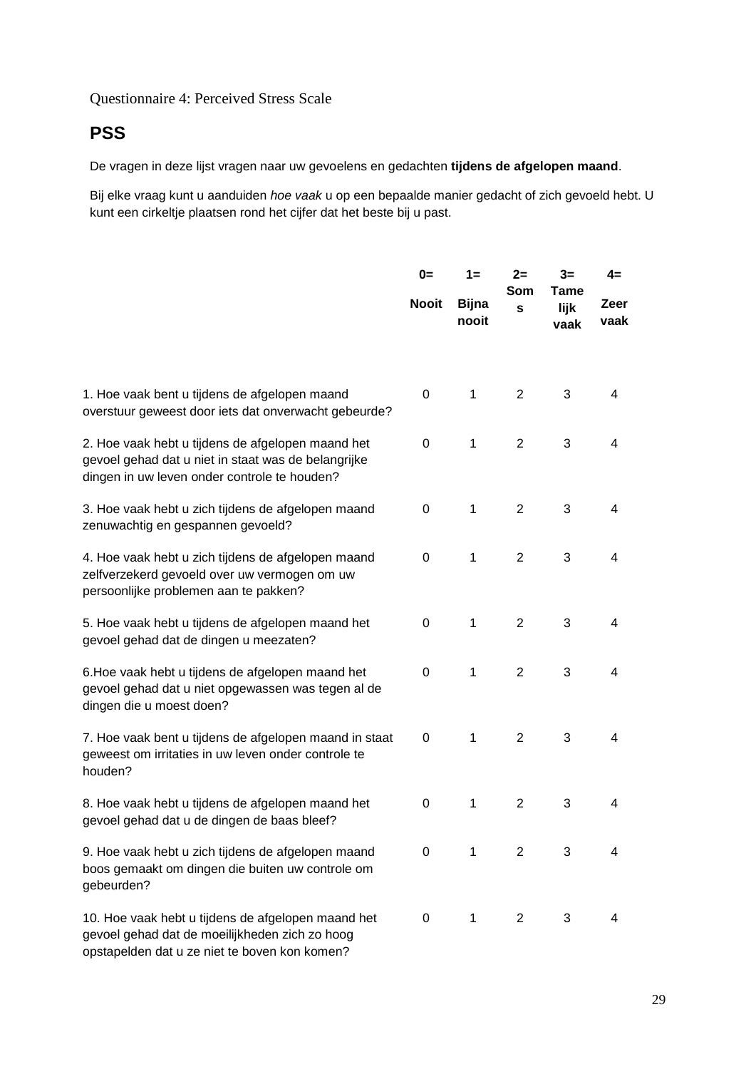Questionnaire 4: Perceived Stress Scale

## PSS

De vragen in deze lijst vragen naar uw gevoelens en gedachten **tijdens de afgelopen maand**.

Bij elke vraag kunt u aanduiden *hoe vaak* u op een bepaalde manier gedacht of zich gevoeld hebt. U kunt een cirkeltje plaatsen rond het cijfer dat het beste bij u past.

| | **0= Nooit** | **1= Bijna nooit** | **2= Soms** | **3= Tamelijk vaak** | **4= Zeer vaak** |
|---|---|---|---|---|---|
| 1. Hoe vaak bent u tijdens de afgelopen maand overstuur geweest door iets dat onverwacht gebeurde? | 0 | 1 | 2 | 3 | 4 |
| 2. Hoe vaak hebt u tijdens de afgelopen maand het gevoel gehad dat u niet in staat was de belangrijke dingen in uw leven onder controle te houden? | 0 | 1 | 2 | 3 | 4 |
| 3. Hoe vaak hebt u zich tijdens de afgelopen maand zenuwachtig en gespannen gevoeld? | 0 | 1 | 2 | 3 | 4 |
| 4. Hoe vaak hebt u zich tijdens de afgelopen maand zelfverzekerd gevoeld over uw vermogen om uw persoonlijke problemen aan te pakken? | 0 | 1 | 2 | 3 | 4 |
| 5. Hoe vaak hebt u tijdens de afgelopen maand het gevoel gehad dat de dingen u meezaten? | 0 | 1 | 2 | 3 | 4 |
| 6.Hoe vaak hebt u tijdens de afgelopen maand het gevoel gehad dat u niet opgewassen was tegen al de dingen die u moest doen? | 0 | 1 | 2 | 3 | 4 |
| 7. Hoe vaak bent u tijdens de afgelopen maand in staat geweest om irritaties in uw leven onder controle te houden? | 0 | 1 | 2 | 3 | 4 |
| 8. Hoe vaak hebt u tijdens de afgelopen maand het gevoel gehad dat u de dingen de baas bleef? | 0 | 1 | 2 | 3 | 4 |
| 9. Hoe vaak hebt u zich tijdens de afgelopen maand boos gemaakt om dingen die buiten uw controle om gebeurden? | 0 | 1 | 2 | 3 | 4 |
| 10. Hoe vaak hebt u tijdens de afgelopen maand het gevoel gehad dat de moeilijkheden zich zo hoog opstapelden dat u ze niet te boven kon komen? | 0 | 1 | 2 | 3 | 4 |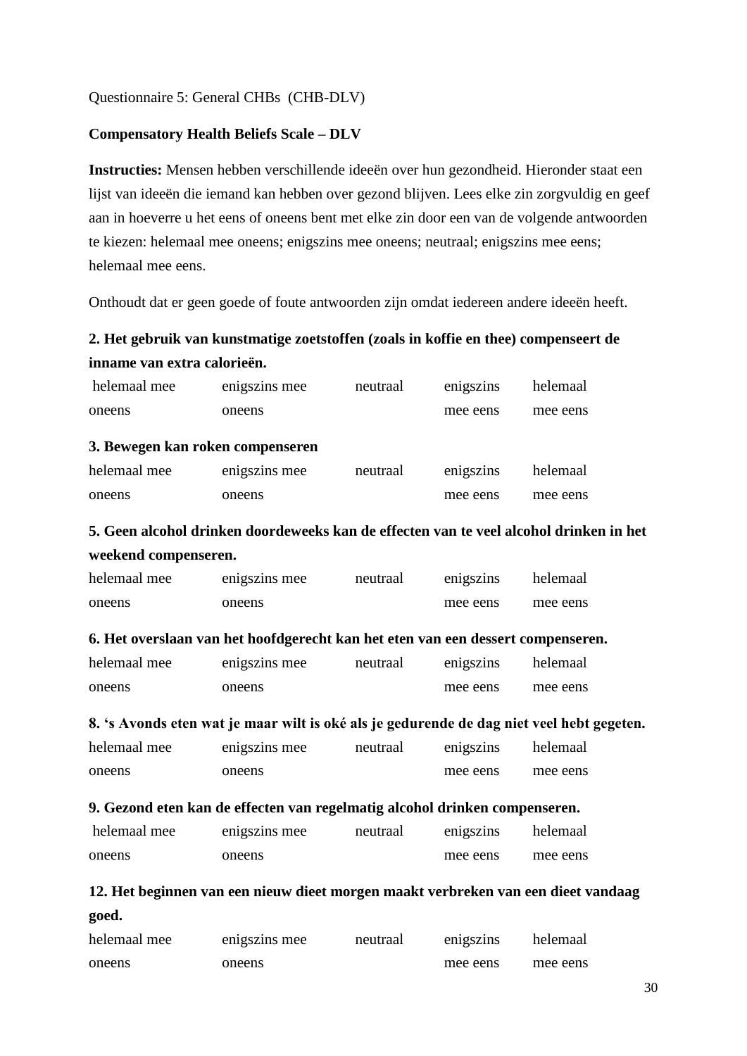Questionnaire 5: General CHBs (CHB-DLV)

**Compensatory Health Beliefs Scale – DLV**

**Instructies:** Mensen hebben verschillende ideeën over hun gezondheid. Hieronder staat een lijst van ideeën die iemand kan hebben over gezond blijven. Lees elke zin zorgvuldig en geef aan in hoeverre u het eens of oneens bent met elke zin door een van de volgende antwoorden te kiezen: helemaal mee oneens; enigszins mee oneens; neutraal; enigszins mee eens; helemaal mee eens.

Onthoudt dat er geen goede of foute antwoorden zijn omdat iedereen andere ideeën heeft.

**2. Het gebruik van kunstmatige zoetstoffen (zoals in koffie en thee) compenseert de inname van extra calorieën.**

| helemaal mee oneens | enigszins mee oneens | neutraal | enigszins mee eens | helemaal mee eens |
|---|---|---|---|---|

**3. Bewegen kan roken compenseren**

| helemaal mee oneens | enigszins mee oneens | neutraal | enigszins mee eens | helemaal mee eens |
|---|---|---|---|---|

**5. Geen alcohol drinken doordeweeks kan de effecten van te veel alcohol drinken in het weekend compenseren.**

| helemaal mee oneens | enigszins mee oneens | neutraal | enigszins mee eens | helemaal mee eens |
|---|---|---|---|---|

**6. Het overslaan van het hoofdgerecht kan het eten van een dessert compenseren.**

| helemaal mee oneens | enigszins mee oneens | neutraal | enigszins mee eens | helemaal mee eens |
|---|---|---|---|---|

**8. 's Avonds eten wat je maar wilt is oké als je gedurende de dag niet veel hebt gegeten.**

| helemaal mee oneens | enigszins mee oneens | neutraal | enigszins mee eens | helemaal mee eens |
|---|---|---|---|---|

**9. Gezond eten kan de effecten van regelmatig alcohol drinken compenseren.**

| helemaal mee oneens | enigszins mee oneens | neutraal | enigszins mee eens | helemaal mee eens |
|---|---|---|---|---|

**12. Het beginnen van een nieuw dieet morgen maakt verbreken van een dieet vandaag goed.**

| helemaal mee oneens | enigszins mee oneens | neutraal | enigszins mee eens | helemaal mee eens |
|---|---|---|---|---|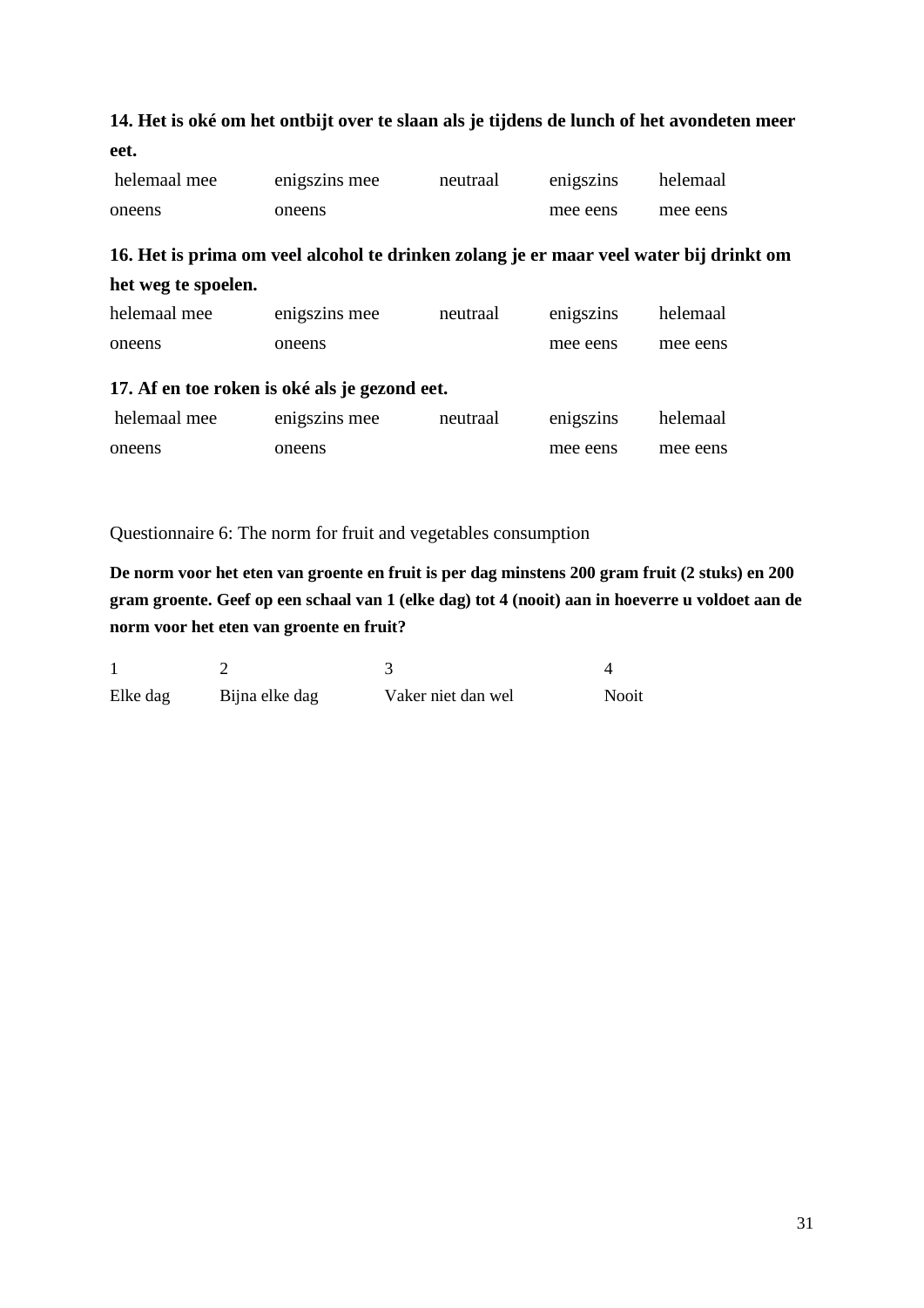**14. Het is oké om het ontbijt over te slaan als je tijdens de lunch of het avondeten meer eet.**

| | | | | |
|---|---|---|---|---|
| helemaal mee oneens | enigszins mee oneens | neutraal | enigszins mee eens | helemaal mee eens |

**16. Het is prima om veel alcohol te drinken zolang je er maar veel water bij drinkt om het weg te spoelen.**

| | | | | |
|---|---|---|---|---|
| helemaal mee oneens | enigszins mee oneens | neutraal | enigszins mee eens | helemaal mee eens |

**17. Af en toe roken is oké als je gezond eet.**

| | | | | |
|---|---|---|---|---|
| helemaal mee oneens | enigszins mee oneens | neutraal | enigszins mee eens | helemaal mee eens |

Questionnaire 6: The norm for fruit and vegetables consumption

**De norm voor het eten van groente en fruit is per dag minstens 200 gram fruit (2 stuks) en 200 gram groente. Geef op een schaal van 1 (elke dag) tot 4 (nooit) aan in hoeverre u voldoet aan de norm voor het eten van groente en fruit?**

| | | | |
|---|---|---|---|
| 1 | 2 | 3 | 4 |
| Elke dag | Bijna elke dag | Vaker niet dan wel | Nooit |